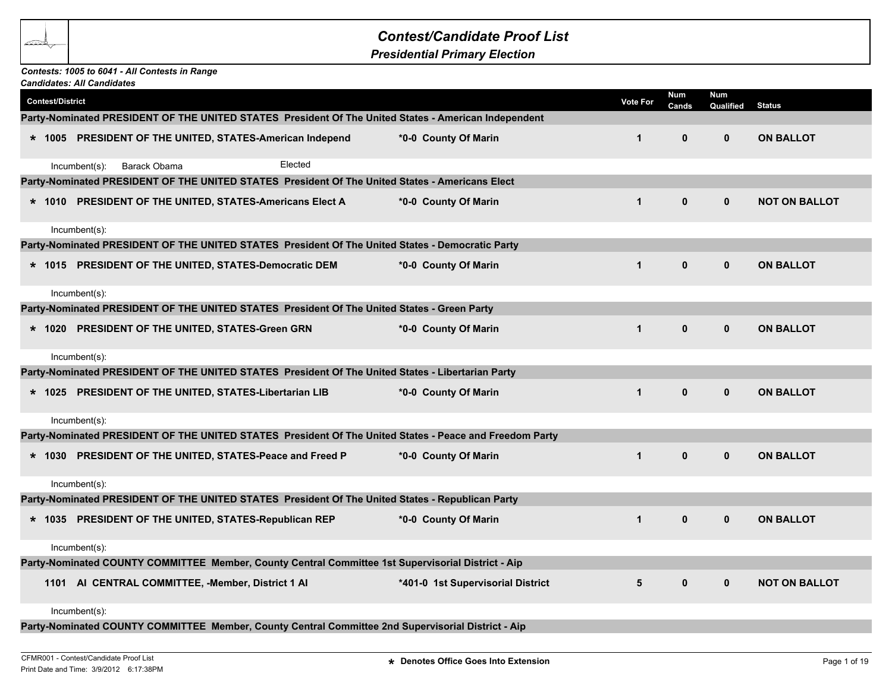# Contest/Candidate Proof List

## Presidential Primary Election

***Contests: 1005 to 6041 - All Contests in Range***
***Candidates: All Candidates***

| Contest/District | | Vote For | Num Cands | Num Qualified | Status |
|---|---|---|---|---|---|
| **Party-Nominated PRESIDENT OF THE UNITED STATES President Of The United States - American Independent** | | | | | |
| **\* 1005 PRESIDENT OF THE UNITED, STATES-American Independ** | **\*0-0 County Of Marin** | **1** | **0** | **0** | **ON BALLOT** |
| Incumbent(s): Barack Obama Elected | | | | | |
| **Party-Nominated PRESIDENT OF THE UNITED STATES President Of The United States - Americans Elect** | | | | | |
| **\* 1010 PRESIDENT OF THE UNITED, STATES-Americans Elect A** | **\*0-0 County Of Marin** | **1** | **0** | **0** | **NOT ON BALLOT** |
| Incumbent(s): | | | | | |
| **Party-Nominated PRESIDENT OF THE UNITED STATES President Of The United States - Democratic Party** | | | | | |
| **\* 1015 PRESIDENT OF THE UNITED, STATES-Democratic DEM** | **\*0-0 County Of Marin** | **1** | **0** | **0** | **ON BALLOT** |
| Incumbent(s): | | | | | |
| **Party-Nominated PRESIDENT OF THE UNITED STATES President Of The United States - Green Party** | | | | | |
| **\* 1020 PRESIDENT OF THE UNITED, STATES-Green GRN** | **\*0-0 County Of Marin** | **1** | **0** | **0** | **ON BALLOT** |
| Incumbent(s): | | | | | |
| **Party-Nominated PRESIDENT OF THE UNITED STATES President Of The United States - Libertarian Party** | | | | | |
| **\* 1025 PRESIDENT OF THE UNITED, STATES-Libertarian LIB** | **\*0-0 County Of Marin** | **1** | **0** | **0** | **ON BALLOT** |
| Incumbent(s): | | | | | |
| **Party-Nominated PRESIDENT OF THE UNITED STATES President Of The United States - Peace and Freedom Party** | | | | | |
| **\* 1030 PRESIDENT OF THE UNITED, STATES-Peace and Freed P** | **\*0-0 County Of Marin** | **1** | **0** | **0** | **ON BALLOT** |
| Incumbent(s): | | | | | |
| **Party-Nominated PRESIDENT OF THE UNITED STATES President Of The United States - Republican Party** | | | | | |
| **\* 1035 PRESIDENT OF THE UNITED, STATES-Republican REP** | **\*0-0 County Of Marin** | **1** | **0** | **0** | **ON BALLOT** |
| Incumbent(s): | | | | | |
| **Party-Nominated COUNTY COMMITTEE Member, County Central Committee 1st Supervisorial District - Aip** | | | | | |
| **1101 AI CENTRAL COMMITTEE, -Member, District 1 AI** | **\*401-0 1st Supervisorial District** | **5** | **0** | **0** | **NOT ON BALLOT** |
| Incumbent(s): | | | | | |
| **Party-Nominated COUNTY COMMITTEE Member, County Central Committee 2nd Supervisorial District - Aip** | | | | | |

CFMR001 - Contest/Candidate Proof List
Print Date and Time: 3/9/2012 6:17:38PM

\* Denotes Office Goes Into Extension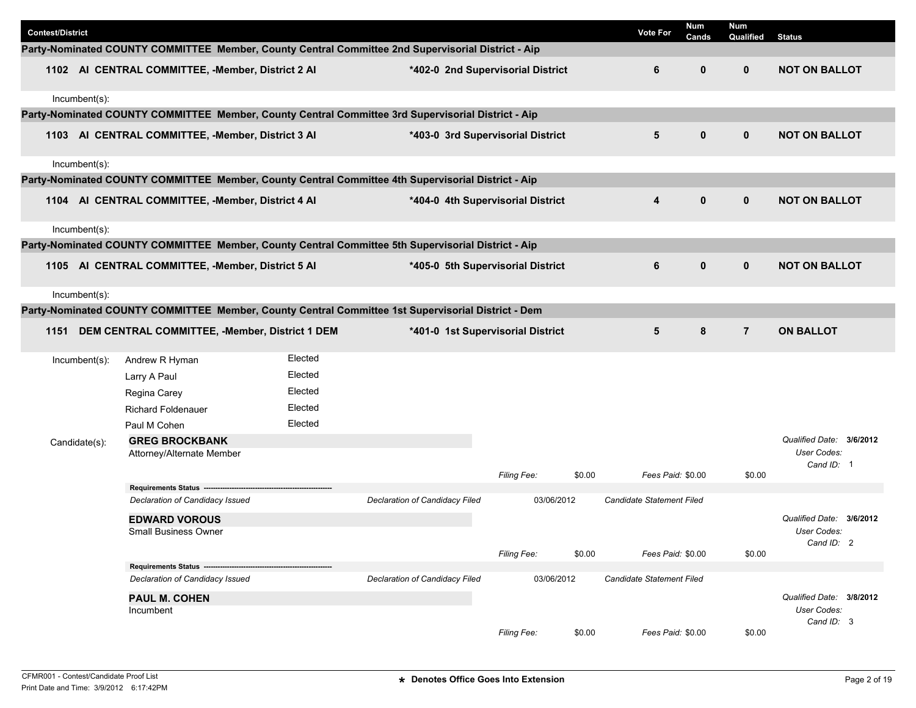| Contest/District | | Vote For | Num Cands | Num Qualified | Status |
|---|---|---|---|---|---|

**Party-Nominated COUNTY COMMITTEE Member, County Central Committee 2nd Supervisorial District - Aip**

| 1102 AI CENTRAL COMMITTEE, -Member, District 2 AI | *402-0 2nd Supervisorial District | 6 | 0 | 0 | NOT ON BALLOT |
|---|---|---|---|---|---|

Incumbent(s):

**Party-Nominated COUNTY COMMITTEE Member, County Central Committee 3rd Supervisorial District - Aip**

| 1103 AI CENTRAL COMMITTEE, -Member, District 3 AI | *403-0 3rd Supervisorial District | 5 | 0 | 0 | NOT ON BALLOT |
|---|---|---|---|---|---|

Incumbent(s):

**Party-Nominated COUNTY COMMITTEE Member, County Central Committee 4th Supervisorial District - Aip**

| 1104 AI CENTRAL COMMITTEE, -Member, District 4 AI | *404-0 4th Supervisorial District | 4 | 0 | 0 | NOT ON BALLOT |
|---|---|---|---|---|---|

Incumbent(s):

**Party-Nominated COUNTY COMMITTEE Member, County Central Committee 5th Supervisorial District - Aip**

| 1105 AI CENTRAL COMMITTEE, -Member, District 5 AI | *405-0 5th Supervisorial District | 6 | 0 | 0 | NOT ON BALLOT |
|---|---|---|---|---|---|

Incumbent(s):

**Party-Nominated COUNTY COMMITTEE Member, County Central Committee 1st Supervisorial District - Dem**

| 1151 DEM CENTRAL COMMITTEE, -Member, District 1 DEM | *401-0 1st Supervisorial District | 5 | 8 | 7 | ON BALLOT |
|---|---|---|---|---|---|

Incumbent(s):

| Name | Status |
|---|---|
| Andrew R Hyman | Elected |
| Larry A Paul | Elected |
| Regina Carey | Elected |
| Richard Foldenauer | Elected |
| Paul M Cohen | Elected |

Candidate(s):

**GREG BROCKBANK**
Attorney/Alternate Member

*Qualified Date:* **3/6/2012**
*User Codes:*
*Cand ID:* 1

*Filing Fee:* $0.00 *Fees Paid:* $0.00 $0.00

**Requirements Status**

| *Declaration of Candidacy Issued* | *Declaration of Candidacy Filed* | 03/06/2012 | *Candidate Statement Filed* |
|---|---|---|---|

**EDWARD VOROUS**
Small Business Owner

*Qualified Date:* **3/6/2012**
*User Codes:*
*Cand ID:* 2

*Filing Fee:* $0.00 *Fees Paid:* $0.00 $0.00

**Requirements Status**

| *Declaration of Candidacy Issued* | *Declaration of Candidacy Filed* | 03/06/2012 | *Candidate Statement Filed* |
|---|---|---|---|

**PAUL M. COHEN**
Incumbent

*Qualified Date:* **3/8/2012**
*User Codes:*
*Cand ID:* 3

*Filing Fee:* $0.00 *Fees Paid:* $0.00 $0.00

CFMR001 - Contest/Candidate Proof List
Print Date and Time: 3/9/2012 6:17:42PM

**\* Denotes Office Goes Into Extension**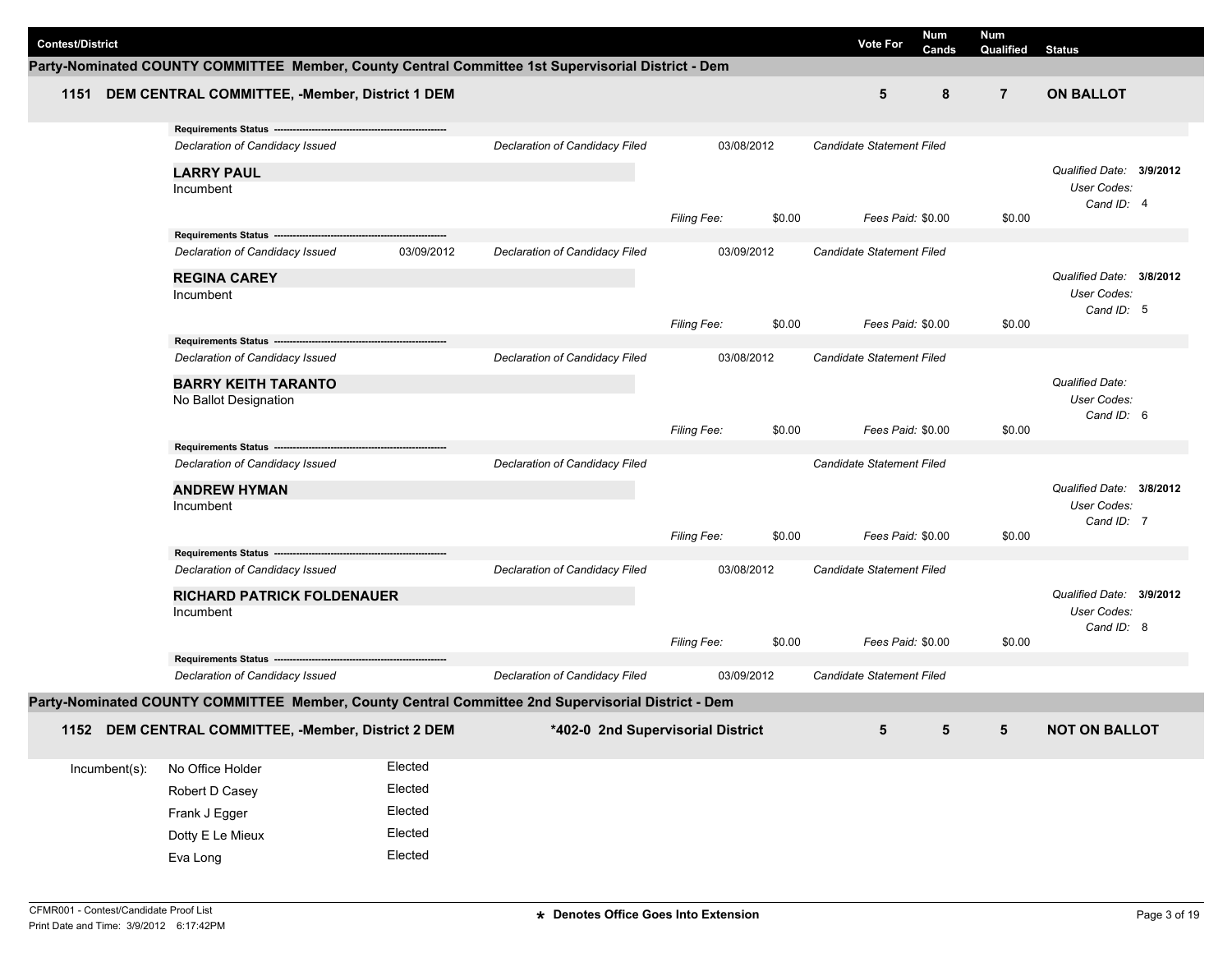| Contest/District | Vote For | Num Cands | Num Qualified | Status |
|---|---|---|---|---|

## Party-Nominated COUNTY COMMITTEE Member, County Central Committee 1st Supervisorial District - Dem

| | Contest | Vote For | Num Cands | Num Qualified | Status |
|---|---|---|---|---|---|
| 1151 | DEM CENTRAL COMMITTEE, -Member, District 1 DEM | 5 | 8 | 7 | ON BALLOT |

**Requirements Status** ---
*Declaration of Candidacy Issued* | *Declaration of Candidacy Filed* 03/08/2012 | *Candidate Statement Filed*

**LARRY PAUL**
Incumbent
*Qualified Date:* **3/9/2012**
*User Codes:*
*Cand ID:* 4
*Filing Fee:* $0.00 | *Fees Paid:* $0.00 | $0.00

**Requirements Status** ---
*Declaration of Candidacy Issued* 03/09/2012 | *Declaration of Candidacy Filed* 03/09/2012 | *Candidate Statement Filed*

**REGINA CAREY**
Incumbent
*Qualified Date:* **3/8/2012**
*User Codes:*
*Cand ID:* 5
*Filing Fee:* $0.00 | *Fees Paid:* $0.00 | $0.00

**Requirements Status** ---
*Declaration of Candidacy Issued* | *Declaration of Candidacy Filed* 03/08/2012 | *Candidate Statement Filed*

**BARRY KEITH TARANTO**
No Ballot Designation
*Qualified Date:*
*User Codes:*
*Cand ID:* 6
*Filing Fee:* $0.00 | *Fees Paid:* $0.00 | $0.00

**Requirements Status** ---
*Declaration of Candidacy Issued* | *Declaration of Candidacy Filed* | *Candidate Statement Filed*

**ANDREW HYMAN**
Incumbent
*Qualified Date:* **3/8/2012**
*User Codes:*
*Cand ID:* 7
*Filing Fee:* $0.00 | *Fees Paid:* $0.00 | $0.00

**Requirements Status** ---
*Declaration of Candidacy Issued* | *Declaration of Candidacy Filed* 03/08/2012 | *Candidate Statement Filed*

**RICHARD PATRICK FOLDENAUER**
Incumbent
*Qualified Date:* **3/9/2012**
*User Codes:*
*Cand ID:* 8
*Filing Fee:* $0.00 | *Fees Paid:* $0.00 | $0.00

**Requirements Status** ---
*Declaration of Candidacy Issued* | *Declaration of Candidacy Filed* 03/09/2012 | *Candidate Statement Filed*

## Party-Nominated COUNTY COMMITTEE Member, County Central Committee 2nd Supervisorial District - Dem

| | Contest | District | Vote For | Num Cands | Num Qualified | Status |
|---|---|---|---|---|---|---|
| 1152 | DEM CENTRAL COMMITTEE, -Member, District 2 DEM | *402-0 2nd Supervisorial District | 5 | 5 | 5 | NOT ON BALLOT |

| Incumbent(s): | |
|---|---|
| No Office Holder | Elected |
| Robert D Casey | Elected |
| Frank J Egger | Elected |
| Dotty E Le Mieux | Elected |
| Eva Long | Elected |

CFMR001 - Contest/Candidate Proof List
Print Date and Time: 3/9/2012 6:17:42PM

* Denotes Office Goes Into Extension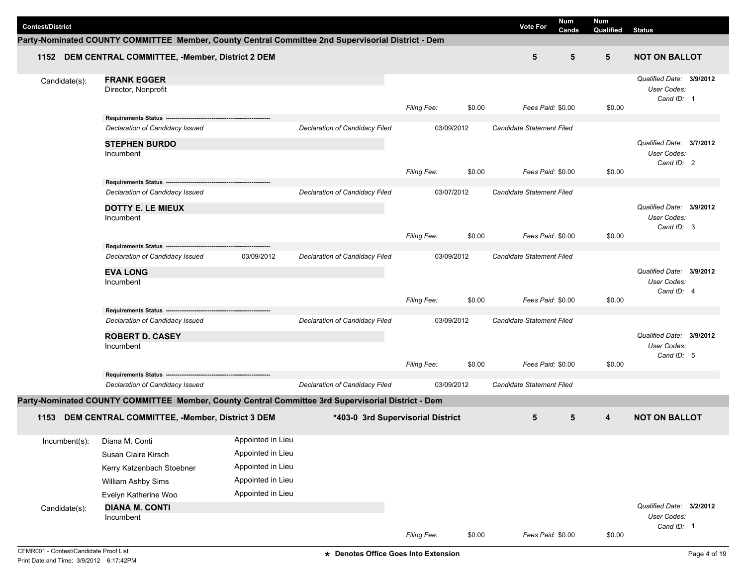| Contest/District | Vote For | Num Cands | Num Qualified | Status |
|---|---|---|---|---|

## Party-Nominated COUNTY COMMITTEE Member, County Central Committee 2nd Supervisorial District - Dem

| | | Vote For | Num Cands | Num Qualified | Status |
|---|---|---|---|---|---|
| **1152** | **DEM CENTRAL COMMITTEE, -Member, District 2 DEM** | **5** | **5** | **5** | **NOT ON BALLOT** |

Candidate(s):

**FRANK EGGER**
Director, Nonprofit

*Filing Fee:* $0.00 *Fees Paid:* $0.00 $0.00

*Qualified Date:* **3/9/2012** *User Codes:* *Cand ID:* 1

**Requirements Status**

| Declaration of Candidacy Issued | | Declaration of Candidacy Filed | 03/09/2012 | Candidate Statement Filed |
|---|---|---|---|---|

**STEPHEN BURDO**
Incumbent

*Filing Fee:* $0.00 *Fees Paid:* $0.00 $0.00

*Qualified Date:* **3/7/2012** *User Codes:* *Cand ID:* 2

**Requirements Status**

| Declaration of Candidacy Issued | | Declaration of Candidacy Filed | 03/07/2012 | Candidate Statement Filed |
|---|---|---|---|---|

**DOTTY E. LE MIEUX**
Incumbent

*Filing Fee:* $0.00 *Fees Paid:* $0.00 $0.00

*Qualified Date:* **3/9/2012** *User Codes:* *Cand ID:* 3

**Requirements Status**

| Declaration of Candidacy Issued | 03/09/2012 | Declaration of Candidacy Filed | 03/09/2012 | Candidate Statement Filed |
|---|---|---|---|---|

**EVA LONG**
Incumbent

*Filing Fee:* $0.00 *Fees Paid:* $0.00 $0.00

*Qualified Date:* **3/9/2012** *User Codes:* *Cand ID:* 4

**Requirements Status**

| Declaration of Candidacy Issued | | Declaration of Candidacy Filed | 03/09/2012 | Candidate Statement Filed |
|---|---|---|---|---|

**ROBERT D. CASEY**
Incumbent

*Filing Fee:* $0.00 *Fees Paid:* $0.00 $0.00

*Qualified Date:* **3/9/2012** *User Codes:* *Cand ID:* 5

**Requirements Status**

| Declaration of Candidacy Issued | | Declaration of Candidacy Filed | 03/09/2012 | Candidate Statement Filed |
|---|---|---|---|---|

## Party-Nominated COUNTY COMMITTEE Member, County Central Committee 3rd Supervisorial District - Dem

| | | | Vote For | Num Cands | Num Qualified | Status |
|---|---|---|---|---|---|---|
| **1153** | **DEM CENTRAL COMMITTEE, -Member, District 3 DEM** | ***403-0 3rd Supervisorial District** | **5** | **5** | **4** | **NOT ON BALLOT** |

Incumbent(s):

| Name | |
|---|---|
| Diana M. Conti | Appointed in Lieu |
| Susan Claire Kirsch | Appointed in Lieu |
| Kerry Katzenbach Stoebner | Appointed in Lieu |
| William Ashby Sims | Appointed in Lieu |
| Evelyn Katherine Woo | Appointed in Lieu |

Candidate(s):

**DIANA M. CONTI**
Incumbent

*Filing Fee:* $0.00 *Fees Paid:* $0.00 $0.00

*Qualified Date:* **3/2/2012** *User Codes:* *Cand ID:* 1

CFMR001 - Contest/Candidate Proof List
Print Date and Time: 3/9/2012 6:17:42PM

* Denotes Office Goes Into Extension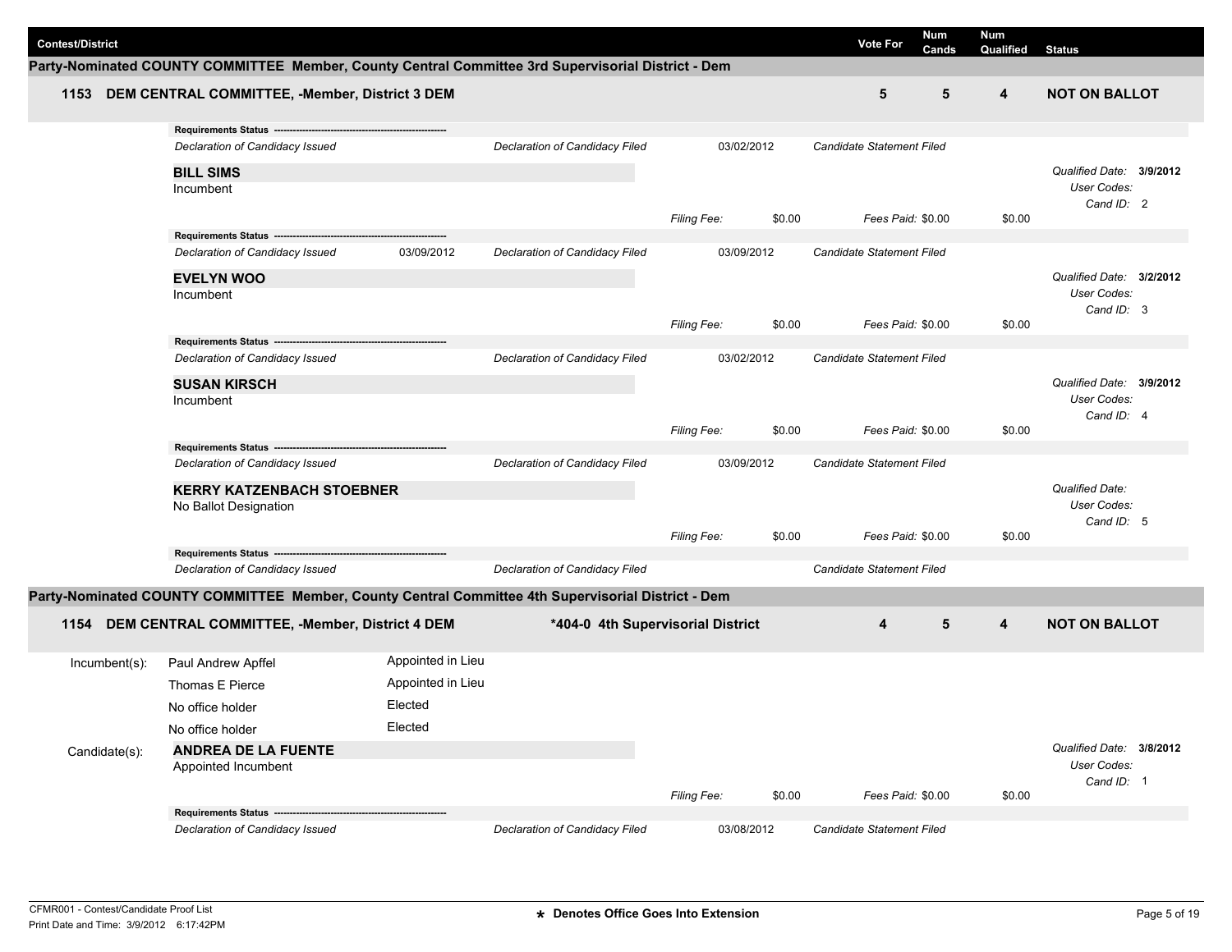| Contest/District | Vote For | Num Cands | Num Qualified | Status |
| --- | --- | --- | --- | --- |

## Party-Nominated COUNTY COMMITTEE Member, County Central Committee 3rd Supervisorial District - Dem

| 1153 DEM CENTRAL COMMITTEE, -Member, District 3 DEM | Vote For | Num Cands | Num Qualified | Status |
| --- | --- | --- | --- | --- |
| | 5 | 5 | 4 | NOT ON BALLOT |

**Requirements Status** ---

*Declaration of Candidacy Issued* | *Declaration of Candidacy Filed* 03/02/2012 | *Candidate Statement Filed*

**BILL SIMS**
Incumbent

*Filing Fee:* $0.00 | *Fees Paid:* $0.00 | $0.00

*Qualified Date:* **3/9/2012**
*User Codes:*
*Cand ID:* 2

**Requirements Status** ---

*Declaration of Candidacy Issued* 03/09/2012 | *Declaration of Candidacy Filed* 03/09/2012 | *Candidate Statement Filed*

**EVELYN WOO**
Incumbent

*Filing Fee:* $0.00 | *Fees Paid:* $0.00 | $0.00

*Qualified Date:* **3/2/2012**
*User Codes:*
*Cand ID:* 3

**Requirements Status** ---

*Declaration of Candidacy Issued* | *Declaration of Candidacy Filed* 03/02/2012 | *Candidate Statement Filed*

**SUSAN KIRSCH**
Incumbent

*Filing Fee:* $0.00 | *Fees Paid:* $0.00 | $0.00

*Qualified Date:* **3/9/2012**
*User Codes:*
*Cand ID:* 4

**Requirements Status** ---

*Declaration of Candidacy Issued* | *Declaration of Candidacy Filed* 03/09/2012 | *Candidate Statement Filed*

**KERRY KATZENBACH STOEBNER**
No Ballot Designation

*Filing Fee:* $0.00 | *Fees Paid:* $0.00 | $0.00

*Qualified Date:*
*User Codes:*
*Cand ID:* 5

**Requirements Status** ---

*Declaration of Candidacy Issued* | *Declaration of Candidacy Filed* | *Candidate Statement Filed*

## Party-Nominated COUNTY COMMITTEE Member, County Central Committee 4th Supervisorial District - Dem

| 1154 DEM CENTRAL COMMITTEE, -Member, District 4 DEM | *404-0 4th Supervisorial District | Vote For | Num Cands | Num Qualified | Status |
| --- | --- | --- | --- | --- | --- |
| | | 4 | 5 | 4 | NOT ON BALLOT |

| Incumbent(s): | | |
| --- | --- | --- |
| | Paul Andrew Apffel | Appointed in Lieu |
| | Thomas E Pierce | Appointed in Lieu |
| | No office holder | Elected |
| | No office holder | Elected |

Candidate(s):

**ANDREA DE LA FUENTE**
Appointed Incumbent

*Filing Fee:* $0.00 | *Fees Paid:* $0.00 | $0.00

*Qualified Date:* **3/8/2012**
*User Codes:*
*Cand ID:* 1

**Requirements Status** ---

*Declaration of Candidacy Issued* | *Declaration of Candidacy Filed* 03/08/2012 | *Candidate Statement Filed*

CFMR001 - Contest/Candidate Proof List
Print Date and Time: 3/9/2012 6:17:42PM

* Denotes Office Goes Into Extension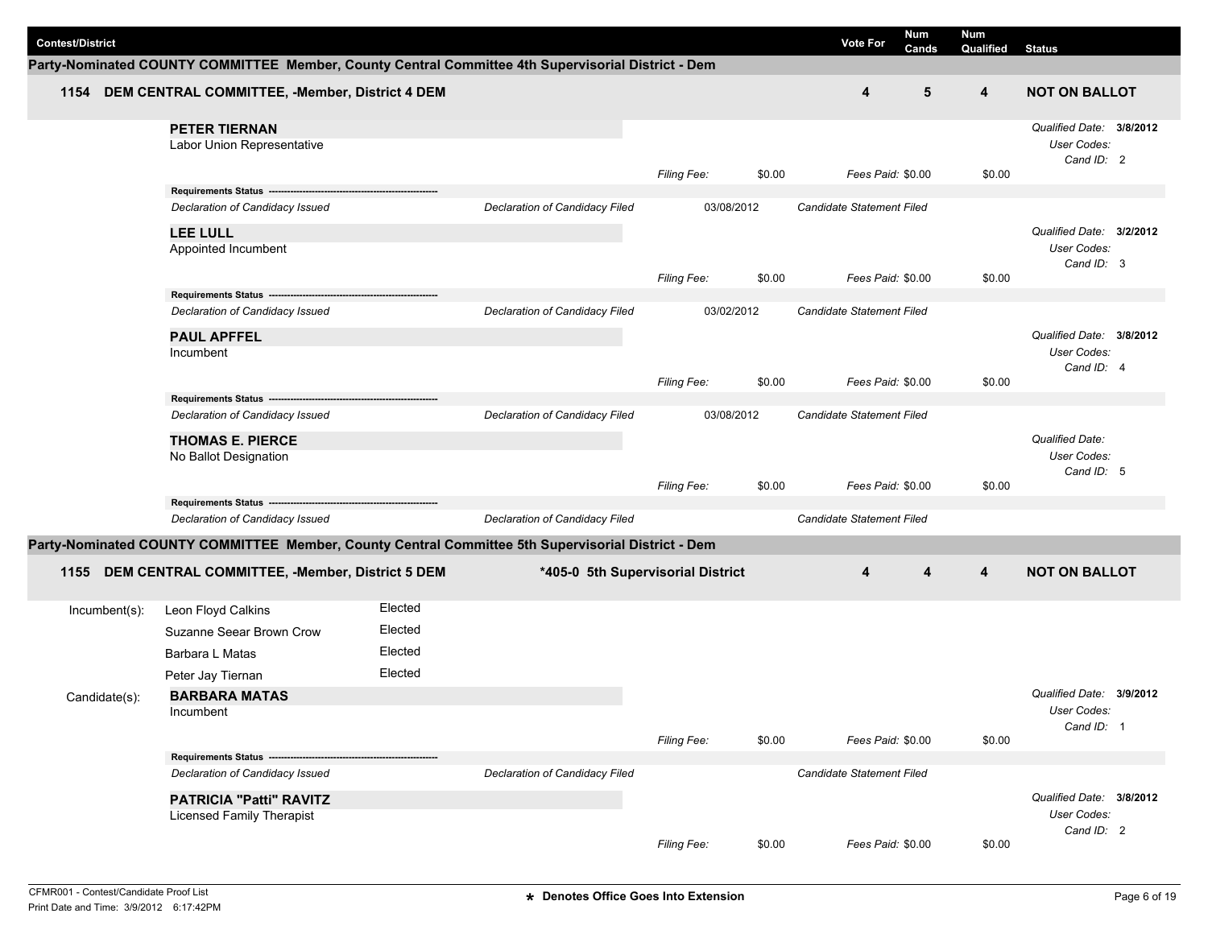| Contest/District | Vote For | Num Cands | Num Qualified | Status |
|---|---|---|---|---|

## Party-Nominated COUNTY COMMITTEE Member, County Central Committee 4th Supervisorial District - Dem

| Contest/District | Vote For | Num Cands | Num Qualified | Status |
|---|---|---|---|---|
| 1154 DEM CENTRAL COMMITTEE, -Member, District 4 DEM | 4 | 5 | 4 | NOT ON BALLOT |

**PETER TIERNAN**
Labor Union Representative

*Filing Fee:* $0.00 *Fees Paid:* $0.00 $0.00
*Qualified Date:* **3/8/2012** *User Codes:* *Cand ID:* 2

**Requirements Status**
*Declaration of Candidacy Issued* | *Declaration of Candidacy Filed* 03/08/2012 | *Candidate Statement Filed*

**LEE LULL**
Appointed Incumbent

*Filing Fee:* $0.00 *Fees Paid:* $0.00 $0.00
*Qualified Date:* **3/2/2012** *User Codes:* *Cand ID:* 3

**Requirements Status**
*Declaration of Candidacy Issued* | *Declaration of Candidacy Filed* 03/02/2012 | *Candidate Statement Filed*

**PAUL APFFEL**
Incumbent

*Filing Fee:* $0.00 *Fees Paid:* $0.00 $0.00
*Qualified Date:* **3/8/2012** *User Codes:* *Cand ID:* 4

**Requirements Status**
*Declaration of Candidacy Issued* | *Declaration of Candidacy Filed* 03/08/2012 | *Candidate Statement Filed*

**THOMAS E. PIERCE**
No Ballot Designation

*Filing Fee:* $0.00 *Fees Paid:* $0.00 $0.00
*Qualified Date:* *User Codes:* *Cand ID:* 5

**Requirements Status**
*Declaration of Candidacy Issued* | *Declaration of Candidacy Filed* | *Candidate Statement Filed*

## Party-Nominated COUNTY COMMITTEE Member, County Central Committee 5th Supervisorial District - Dem

| Contest/District | | Vote For | Num Cands | Num Qualified | Status |
|---|---|---|---|---|---|
| 1155 DEM CENTRAL COMMITTEE, -Member, District 5 DEM | *405-0 5th Supervisorial District | 4 | 4 | 4 | NOT ON BALLOT |

Incumbent(s):

| Name | Status |
|---|---|
| Leon Floyd Calkins | Elected |
| Suzanne Seear Brown Crow | Elected |
| Barbara L Matas | Elected |
| Peter Jay Tiernan | Elected |

Candidate(s):

**BARBARA MATAS**
Incumbent

*Filing Fee:* $0.00 *Fees Paid:* $0.00 $0.00
*Qualified Date:* **3/9/2012** *User Codes:* *Cand ID:* 1

**Requirements Status**
*Declaration of Candidacy Issued* | *Declaration of Candidacy Filed* | *Candidate Statement Filed*

**PATRICIA "Patti" RAVITZ**
Licensed Family Therapist

*Filing Fee:* $0.00 *Fees Paid:* $0.00 $0.00
*Qualified Date:* **3/8/2012** *User Codes:* *Cand ID:* 2

CFMR001 - Contest/Candidate Proof List
Print Date and Time: 3/9/2012 6:17:42PM

* Denotes Office Goes Into Extension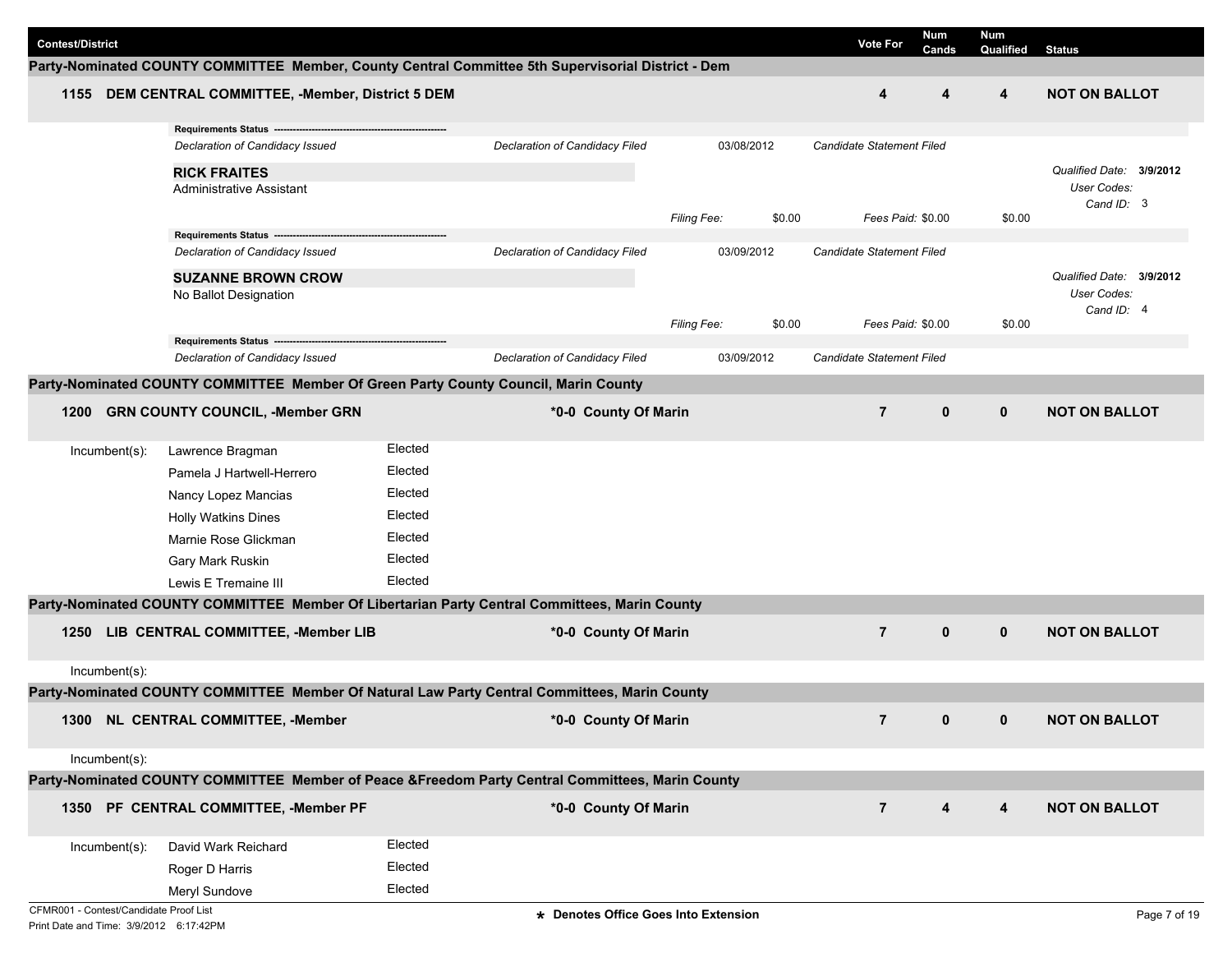| Contest/District | Vote For | Num Cands | Num Qualified | Status |
|---|---|---|---|---|

## Party-Nominated COUNTY COMMITTEE Member, County Central Committee 5th Supervisorial District - Dem

| Contest | Vote For | Num Cands | Num Qualified | Status |
|---|---|---|---|---|
| 1155 DEM CENTRAL COMMITTEE, -Member, District 5 DEM | 4 | 4 | 4 | NOT ON BALLOT |

**Requirements Status** ---
*Declaration of Candidacy Issued* — *Declaration of Candidacy Filed* 03/08/2012 — *Candidate Statement Filed*

**RICK FRAITES**
Administrative Assistant
*Qualified Date:* **3/9/2012**
*User Codes:*
*Cand ID:* 3
*Filing Fee:* $0.00 — *Fees Paid:* $0.00 — $0.00

**Requirements Status** ---
*Declaration of Candidacy Issued* — *Declaration of Candidacy Filed* 03/09/2012 — *Candidate Statement Filed*

**SUZANNE BROWN CROW**
No Ballot Designation
*Qualified Date:* **3/9/2012**
*User Codes:*
*Cand ID:* 4
*Filing Fee:* $0.00 — *Fees Paid:* $0.00 — $0.00

**Requirements Status** ---
*Declaration of Candidacy Issued* — *Declaration of Candidacy Filed* 03/09/2012 — *Candidate Statement Filed*

## Party-Nominated COUNTY COMMITTEE Member Of Green Party County Council, Marin County

| Contest | District | Vote For | Num Cands | Num Qualified | Status |
|---|---|---|---|---|---|
| 1200 GRN COUNTY COUNCIL, -Member GRN | *0-0 County Of Marin | 7 | 0 | 0 | NOT ON BALLOT |

Incumbent(s):

| Name | Status |
|---|---|
| Lawrence Bragman | Elected |
| Pamela J Hartwell-Herrero | Elected |
| Nancy Lopez Mancias | Elected |
| Holly Watkins Dines | Elected |
| Marnie Rose Glickman | Elected |
| Gary Mark Ruskin | Elected |
| Lewis E Tremaine III | Elected |

## Party-Nominated COUNTY COMMITTEE Member Of Libertarian Party Central Committees, Marin County

| Contest | District | Vote For | Num Cands | Num Qualified | Status |
|---|---|---|---|---|---|
| 1250 LIB CENTRAL COMMITTEE, -Member LIB | *0-0 County Of Marin | 7 | 0 | 0 | NOT ON BALLOT |

Incumbent(s):

## Party-Nominated COUNTY COMMITTEE Member Of Natural Law Party Central Committees, Marin County

| Contest | District | Vote For | Num Cands | Num Qualified | Status |
|---|---|---|---|---|---|
| 1300 NL CENTRAL COMMITTEE, -Member | *0-0 County Of Marin | 7 | 0 | 0 | NOT ON BALLOT |

Incumbent(s):

## Party-Nominated COUNTY COMMITTEE Member of Peace &Freedom Party Central Committees, Marin County

| Contest | District | Vote For | Num Cands | Num Qualified | Status |
|---|---|---|---|---|---|
| 1350 PF CENTRAL COMMITTEE, -Member PF | *0-0 County Of Marin | 7 | 4 | 4 | NOT ON BALLOT |

Incumbent(s):

| Name | Status |
|---|---|
| David Wark Reichard | Elected |
| Roger D Harris | Elected |
| Meryl Sundove | Elected |

CFMR001 - Contest/Candidate Proof List
Print Date and Time: 3/9/2012 6:17:42PM

* Denotes Office Goes Into Extension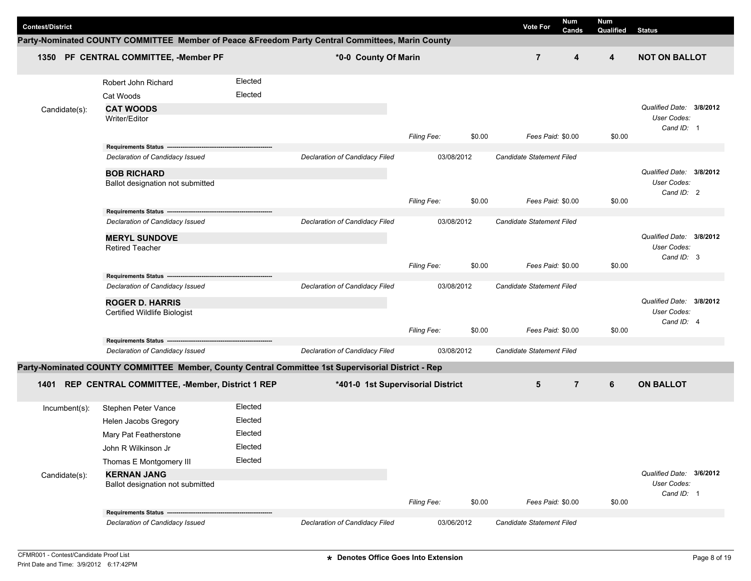| Contest/District | Vote For | Num Cands | Num Qualified | Status |
|---|---|---|---|---|

## Party-Nominated COUNTY COMMITTEE Member of Peace &Freedom Party Central Committees, Marin County

| 1350 PF CENTRAL COMMITTEE, -Member PF | *0-0 County Of Marin | 7 | 4 | 4 | NOT ON BALLOT |
|---|---|---|---|---|---|

| | | |
|---|---|---|
| | Robert John Richard | Elected |
| | Cat Woods | Elected |

**Candidate(s):**

**CAT WOODS**
Writer/Editor

*Qualified Date:* **3/8/2012**
*User Codes:*
*Cand ID:* 1

*Filing Fee:* $0.00 *Fees Paid:* $0.00 $0.00

**Requirements Status**

| *Declaration of Candidacy Issued* | *Declaration of Candidacy Filed* | 03/08/2012 | *Candidate Statement Filed* |
|---|---|---|---|

**BOB RICHARD**
Ballot designation not submitted

*Qualified Date:* **3/8/2012**
*User Codes:*
*Cand ID:* 2

*Filing Fee:* $0.00 *Fees Paid:* $0.00 $0.00

**Requirements Status**

| *Declaration of Candidacy Issued* | *Declaration of Candidacy Filed* | 03/08/2012 | *Candidate Statement Filed* |
|---|---|---|---|

**MERYL SUNDOVE**
Retired Teacher

*Qualified Date:* **3/8/2012**
*User Codes:*
*Cand ID:* 3

*Filing Fee:* $0.00 *Fees Paid:* $0.00 $0.00

**Requirements Status**

| *Declaration of Candidacy Issued* | *Declaration of Candidacy Filed* | 03/08/2012 | *Candidate Statement Filed* |
|---|---|---|---|

**ROGER D. HARRIS**
Certified Wildlife Biologist

*Qualified Date:* **3/8/2012**
*User Codes:*
*Cand ID:* 4

*Filing Fee:* $0.00 *Fees Paid:* $0.00 $0.00

**Requirements Status**

| *Declaration of Candidacy Issued* | *Declaration of Candidacy Filed* | 03/08/2012 | *Candidate Statement Filed* |
|---|---|---|---|

## Party-Nominated COUNTY COMMITTEE Member, County Central Committee 1st Supervisorial District - Rep

| 1401 REP CENTRAL COMMITTEE, -Member, District 1 REP | *401-0 1st Supervisorial District | 5 | 7 | 6 | ON BALLOT |
|---|---|---|---|---|---|

| | | |
|---|---|---|
| Incumbent(s): | Stephen Peter Vance | Elected |
| | Helen Jacobs Gregory | Elected |
| | Mary Pat Featherstone | Elected |
| | John R Wilkinson Jr | Elected |
| | Thomas E Montgomery III | Elected |

**Candidate(s):**

**KERNAN JANG**
Ballot designation not submitted

*Qualified Date:* **3/6/2012**
*User Codes:*
*Cand ID:* 1

*Filing Fee:* $0.00 *Fees Paid:* $0.00 $0.00

**Requirements Status**

| *Declaration of Candidacy Issued* | *Declaration of Candidacy Filed* | 03/06/2012 | *Candidate Statement Filed* |
|---|---|---|---|

CFMR001 - Contest/Candidate Proof List
Print Date and Time: 3/9/2012 6:17:42PM

**\* Denotes Office Goes Into Extension**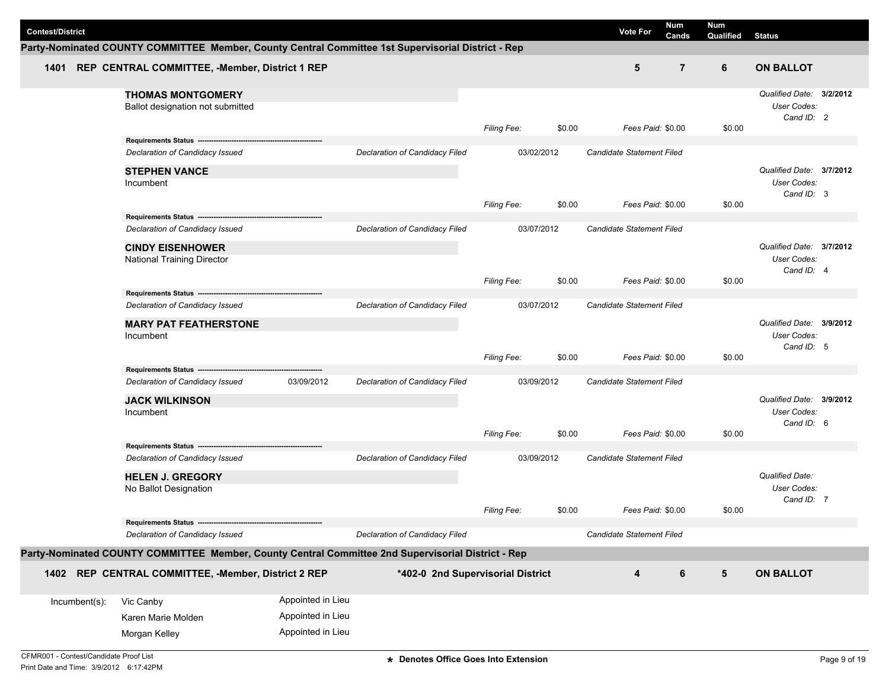| Contest/District | Vote For | Num Cands | Num Qualified | Status |
|---|---|---|---|---|

## Party-Nominated COUNTY COMMITTEE Member, County Central Committee 1st Supervisorial District - Rep

| | | Vote For | Num Cands | Num Qualified | Status |
|---|---|---|---|---|---|
| 1401 | REP CENTRAL COMMITTEE, -Member, District 1 REP | 5 | 7 | 6 | ON BALLOT |

**THOMAS MONTGOMERY**
Ballot designation not submitted

*Filing Fee:* $0.00 *Fees Paid:* $0.00 $0.00
*Qualified Date:* **3/2/2012** *User Codes:* *Cand ID:* 2

**Requirements Status**

| *Declaration of Candidacy Issued* | | *Declaration of Candidacy Filed* | 03/02/2012 | *Candidate Statement Filed* |
|---|---|---|---|---|

**STEPHEN VANCE**
Incumbent

*Filing Fee:* $0.00 *Fees Paid:* $0.00 $0.00
*Qualified Date:* **3/7/2012** *User Codes:* *Cand ID:* 3

**Requirements Status**

| *Declaration of Candidacy Issued* | | *Declaration of Candidacy Filed* | 03/07/2012 | *Candidate Statement Filed* |
|---|---|---|---|---|

**CINDY EISENHOWER**
National Training Director

*Filing Fee:* $0.00 *Fees Paid:* $0.00 $0.00
*Qualified Date:* **3/7/2012** *User Codes:* *Cand ID:* 4

**Requirements Status**

| *Declaration of Candidacy Issued* | | *Declaration of Candidacy Filed* | 03/07/2012 | *Candidate Statement Filed* |
|---|---|---|---|---|

**MARY PAT FEATHERSTONE**
Incumbent

*Filing Fee:* $0.00 *Fees Paid:* $0.00 $0.00
*Qualified Date:* **3/9/2012** *User Codes:* *Cand ID:* 5

**Requirements Status**

| *Declaration of Candidacy Issued* | 03/09/2012 | *Declaration of Candidacy Filed* | 03/09/2012 | *Candidate Statement Filed* |
|---|---|---|---|---|

**JACK WILKINSON**
Incumbent

*Filing Fee:* $0.00 *Fees Paid:* $0.00 $0.00
*Qualified Date:* **3/9/2012** *User Codes:* *Cand ID:* 6

**Requirements Status**

| *Declaration of Candidacy Issued* | | *Declaration of Candidacy Filed* | 03/09/2012 | *Candidate Statement Filed* |
|---|---|---|---|---|

**HELEN J. GREGORY**
No Ballot Designation

*Filing Fee:* $0.00 *Fees Paid:* $0.00 $0.00
*Qualified Date:* *User Codes:* *Cand ID:* 7

**Requirements Status**

| *Declaration of Candidacy Issued* | | *Declaration of Candidacy Filed* | | *Candidate Statement Filed* |
|---|---|---|---|---|

## Party-Nominated COUNTY COMMITTEE Member, County Central Committee 2nd Supervisorial District - Rep

| | | | Vote For | Num Cands | Num Qualified | Status |
|---|---|---|---|---|---|---|
| 1402 | REP CENTRAL COMMITTEE, -Member, District 2 REP | *402-0 2nd Supervisorial District | 4 | 6 | 5 | ON BALLOT |

| Incumbent(s): | | |
|---|---|---|
| | Vic Canby | Appointed in Lieu |
| | Karen Marie Molden | Appointed in Lieu |
| | Morgan Kelley | Appointed in Lieu |

CFMR001 - Contest/Candidate Proof List
Print Date and Time: 3/9/2012 6:17:42PM

* Denotes Office Goes Into Extension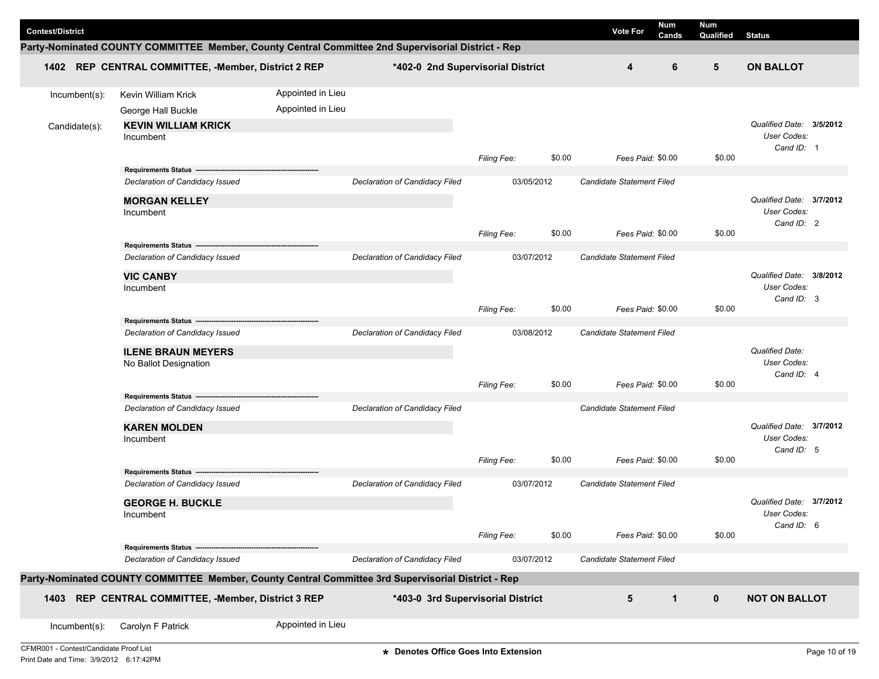| Contest/District | | | Vote For | Num Cands | Num Qualified | Status |
|---|---|---|---|---|---|---|

## Party-Nominated COUNTY COMMITTEE Member, County Central Committee 2nd Supervisorial District - Rep

| | | | Vote For | Num Cands | Num Qualified | Status |
|---|---|---|---|---|---|---|
| **1402** | **REP CENTRAL COMMITTEE, -Member, District 2 REP** | ***402-0 2nd Supervisorial District** | **4** | **6** | **5** | **ON BALLOT** |

Incumbent(s):

| Name | |
|---|---|
| Kevin William Krick | Appointed in Lieu |
| George Hall Buckle | Appointed in Lieu |

Candidate(s):

**KEVIN WILLIAM KRICK**
Incumbent

*Filing Fee:* $0.00 *Fees Paid:* $0.00 $0.00
*Qualified Date:* **3/5/2012** *User Codes:* *Cand ID:* 1

| Requirements Status | | | |
|---|---|---|---|
| *Declaration of Candidacy Issued* | *Declaration of Candidacy Filed* | 03/05/2012 | *Candidate Statement Filed* |

**MORGAN KELLEY**
Incumbent

*Filing Fee:* $0.00 *Fees Paid:* $0.00 $0.00
*Qualified Date:* **3/7/2012** *User Codes:* *Cand ID:* 2

| Requirements Status | | | |
|---|---|---|---|
| *Declaration of Candidacy Issued* | *Declaration of Candidacy Filed* | 03/07/2012 | *Candidate Statement Filed* |

**VIC CANBY**
Incumbent

*Filing Fee:* $0.00 *Fees Paid:* $0.00 $0.00
*Qualified Date:* **3/8/2012** *User Codes:* *Cand ID:* 3

| Requirements Status | | | |
|---|---|---|---|
| *Declaration of Candidacy Issued* | *Declaration of Candidacy Filed* | 03/08/2012 | *Candidate Statement Filed* |

**ILENE BRAUN MEYERS**
No Ballot Designation

*Filing Fee:* $0.00 *Fees Paid:* $0.00 $0.00
*Qualified Date:* *User Codes:* *Cand ID:* 4

| Requirements Status | | | |
|---|---|---|---|
| *Declaration of Candidacy Issued* | *Declaration of Candidacy Filed* | | *Candidate Statement Filed* |

**KAREN MOLDEN**
Incumbent

*Filing Fee:* $0.00 *Fees Paid:* $0.00 $0.00
*Qualified Date:* **3/7/2012** *User Codes:* *Cand ID:* 5

| Requirements Status | | | |
|---|---|---|---|
| *Declaration of Candidacy Issued* | *Declaration of Candidacy Filed* | 03/07/2012 | *Candidate Statement Filed* |

**GEORGE H. BUCKLE**
Incumbent

*Filing Fee:* $0.00 *Fees Paid:* $0.00 $0.00
*Qualified Date:* **3/7/2012** *User Codes:* *Cand ID:* 6

| Requirements Status | | | |
|---|---|---|---|
| *Declaration of Candidacy Issued* | *Declaration of Candidacy Filed* | 03/07/2012 | *Candidate Statement Filed* |

## Party-Nominated COUNTY COMMITTEE Member, County Central Committee 3rd Supervisorial District - Rep

| | | | Vote For | Num Cands | Num Qualified | Status |
|---|---|---|---|---|---|---|
| **1403** | **REP CENTRAL COMMITTEE, -Member, District 3 REP** | ***403-0 3rd Supervisorial District** | **5** | **1** | **0** | **NOT ON BALLOT** |

Incumbent(s):

| Name | |
|---|---|
| Carolyn F Patrick | Appointed in Lieu |

CFMR001 - Contest/Candidate Proof List
Print Date and Time: 3/9/2012 6:17:42PM

**\* Denotes Office Goes Into Extension**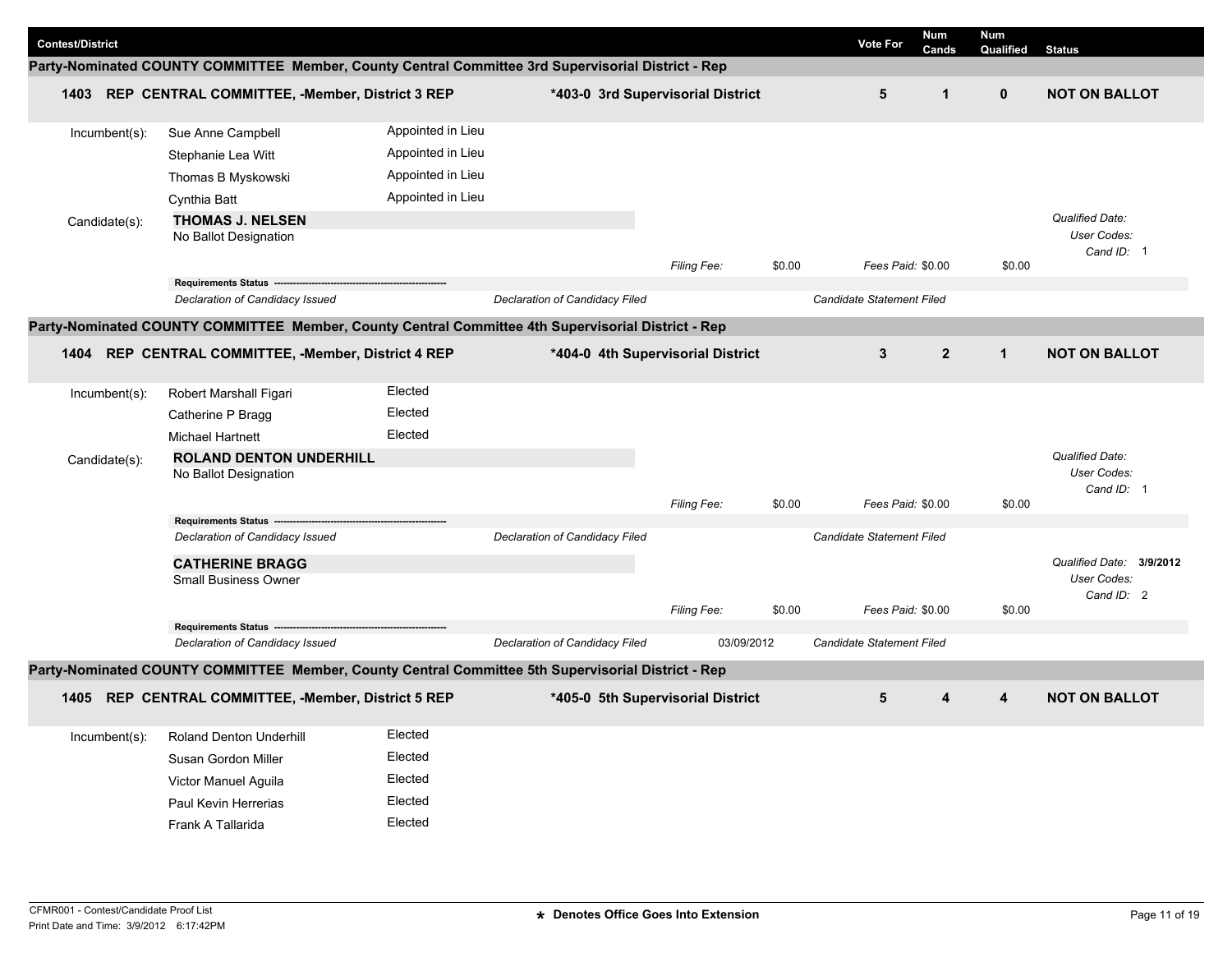| Contest/District | | Vote For | Num Cands | Num Qualified | Status |
|---|---|---|---|---|---|

## Party-Nominated COUNTY COMMITTEE Member, County Central Committee 3rd Supervisorial District - Rep

| | | | | | |
|---|---|---|---|---|---|
| **1403 REP CENTRAL COMMITTEE, -Member, District 3 REP** | ***403-0 3rd Supervisorial District** | **5** | **1** | **0** | **NOT ON BALLOT** |

**Incumbent(s):**

| Name | Status |
|---|---|
| Sue Anne Campbell | Appointed in Lieu |
| Stephanie Lea Witt | Appointed in Lieu |
| Thomas B Myskowski | Appointed in Lieu |
| Cynthia Batt | Appointed in Lieu |

**Candidate(s):**

**THOMAS J. NELSEN**
No Ballot Designation

*Filing Fee:* $0.00 *Fees Paid:* $0.00 $0.00

*Qualified Date:*
*User Codes:*
*Cand ID:* 1

**Requirements Status** ------------------------------------------------------------

*Declaration of Candidacy Issued* | *Declaration of Candidacy Filed* | *Candidate Statement Filed*

## Party-Nominated COUNTY COMMITTEE Member, County Central Committee 4th Supervisorial District - Rep

| | | | | | |
|---|---|---|---|---|---|
| **1404 REP CENTRAL COMMITTEE, -Member, District 4 REP** | ***404-0 4th Supervisorial District** | **3** | **2** | **1** | **NOT ON BALLOT** |

**Incumbent(s):**

| Name | Status |
|---|---|
| Robert Marshall Figari | Elected |
| Catherine P Bragg | Elected |
| Michael Hartnett | Elected |

**Candidate(s):**

**ROLAND DENTON UNDERHILL**
No Ballot Designation

*Filing Fee:* $0.00 *Fees Paid:* $0.00 $0.00

*Qualified Date:*
*User Codes:*
*Cand ID:* 1

**Requirements Status** ------------------------------------------------------------

*Declaration of Candidacy Issued* | *Declaration of Candidacy Filed* | *Candidate Statement Filed*

**CATHERINE BRAGG**
Small Business Owner

*Filing Fee:* $0.00 *Fees Paid:* $0.00 $0.00

*Qualified Date:* **3/9/2012**
*User Codes:*
*Cand ID:* 2

**Requirements Status** ------------------------------------------------------------

*Declaration of Candidacy Issued* | *Declaration of Candidacy Filed* 03/09/2012 | *Candidate Statement Filed*

## Party-Nominated COUNTY COMMITTEE Member, County Central Committee 5th Supervisorial District - Rep

| | | | | | |
|---|---|---|---|---|---|
| **1405 REP CENTRAL COMMITTEE, -Member, District 5 REP** | ***405-0 5th Supervisorial District** | **5** | **4** | **4** | **NOT ON BALLOT** |

**Incumbent(s):**

| Name | Status |
|---|---|
| Roland Denton Underhill | Elected |
| Susan Gordon Miller | Elected |
| Victor Manuel Aguila | Elected |
| Paul Kevin Herrerias | Elected |
| Frank A Tallarida | Elected |

CFMR001 - Contest/Candidate Proof List
Print Date and Time: 3/9/2012 6:17:42PM

* Denotes Office Goes Into Extension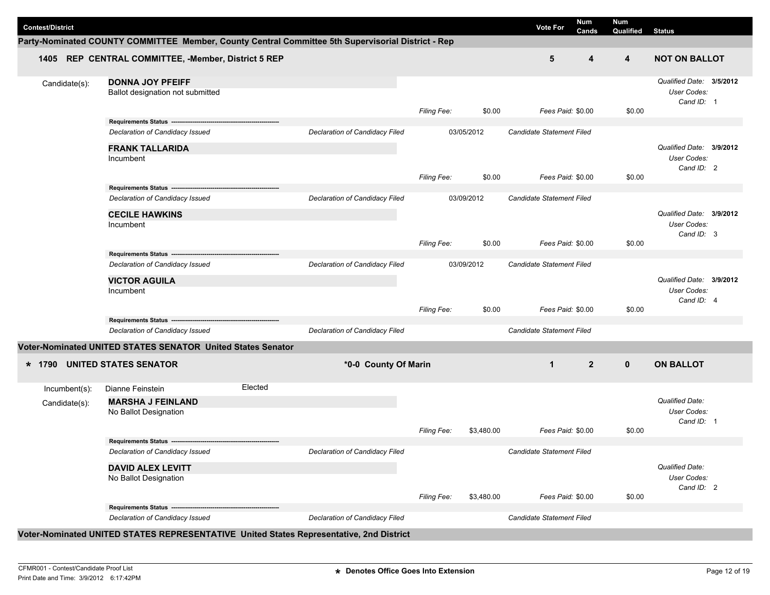| Contest/District | Vote For | Num Cands | Num Qualified | Status |
|---|---|---|---|---|

## Party-Nominated COUNTY COMMITTEE Member, County Central Committee 5th Supervisorial District - Rep

| | Vote For | Num Cands | Num Qualified | Status |
|---|---|---|---|---|
| **1405 REP CENTRAL COMMITTEE, -Member, District 5 REP** | **5** | **4** | **4** | **NOT ON BALLOT** |

Candidate(s):

**DONNA JOY PFEIFF**
Ballot designation not submitted

*Filing Fee:* $0.00 *Fees Paid:* $0.00 $0.00

*Qualified Date:* **3/5/2012**
*User Codes:*
*Cand ID:* 1

**Requirements Status**

| *Declaration of Candidacy Issued* | *Declaration of Candidacy Filed* | 03/05/2012 | *Candidate Statement Filed* |
|---|---|---|---|

**FRANK TALLARIDA**
Incumbent

*Filing Fee:* $0.00 *Fees Paid:* $0.00 $0.00

*Qualified Date:* **3/9/2012**
*User Codes:*
*Cand ID:* 2

**Requirements Status**

| *Declaration of Candidacy Issued* | *Declaration of Candidacy Filed* | 03/09/2012 | *Candidate Statement Filed* |
|---|---|---|---|

**CECILE HAWKINS**
Incumbent

*Filing Fee:* $0.00 *Fees Paid:* $0.00 $0.00

*Qualified Date:* **3/9/2012**
*User Codes:*
*Cand ID:* 3

**Requirements Status**

| *Declaration of Candidacy Issued* | *Declaration of Candidacy Filed* | 03/09/2012 | *Candidate Statement Filed* |
|---|---|---|---|

**VICTOR AGUILA**
Incumbent

*Filing Fee:* $0.00 *Fees Paid:* $0.00 $0.00

*Qualified Date:* **3/9/2012**
*User Codes:*
*Cand ID:* 4

**Requirements Status**

| *Declaration of Candidacy Issued* | *Declaration of Candidacy Filed* | | *Candidate Statement Filed* |
|---|---|---|---|

## Voter-Nominated UNITED STATES SENATOR United States Senator

| | | Vote For | Num Cands | Num Qualified | Status |
|---|---|---|---|---|---|
| **\* 1790 UNITED STATES SENATOR** | **\*0-0 County Of Marin** | **1** | **2** | **0** | **ON BALLOT** |

Incumbent(s): Dianne Feinstein — Elected

Candidate(s):

**MARSHA J FEINLAND**
No Ballot Designation

*Filing Fee:* $3,480.00 *Fees Paid:* $0.00 $0.00

*Qualified Date:*
*User Codes:*
*Cand ID:* 1

**Requirements Status**

| *Declaration of Candidacy Issued* | *Declaration of Candidacy Filed* | | *Candidate Statement Filed* |
|---|---|---|---|

**DAVID ALEX LEVITT**
No Ballot Designation

*Filing Fee:* $3,480.00 *Fees Paid:* $0.00 $0.00

*Qualified Date:*
*User Codes:*
*Cand ID:* 2

**Requirements Status**

| *Declaration of Candidacy Issued* | *Declaration of Candidacy Filed* | | *Candidate Statement Filed* |
|---|---|---|---|

## Voter-Nominated UNITED STATES REPRESENTATIVE United States Representative, 2nd District

CFMR001 - Contest/Candidate Proof List
Print Date and Time: 3/9/2012 6:17:42PM

**\* Denotes Office Goes Into Extension**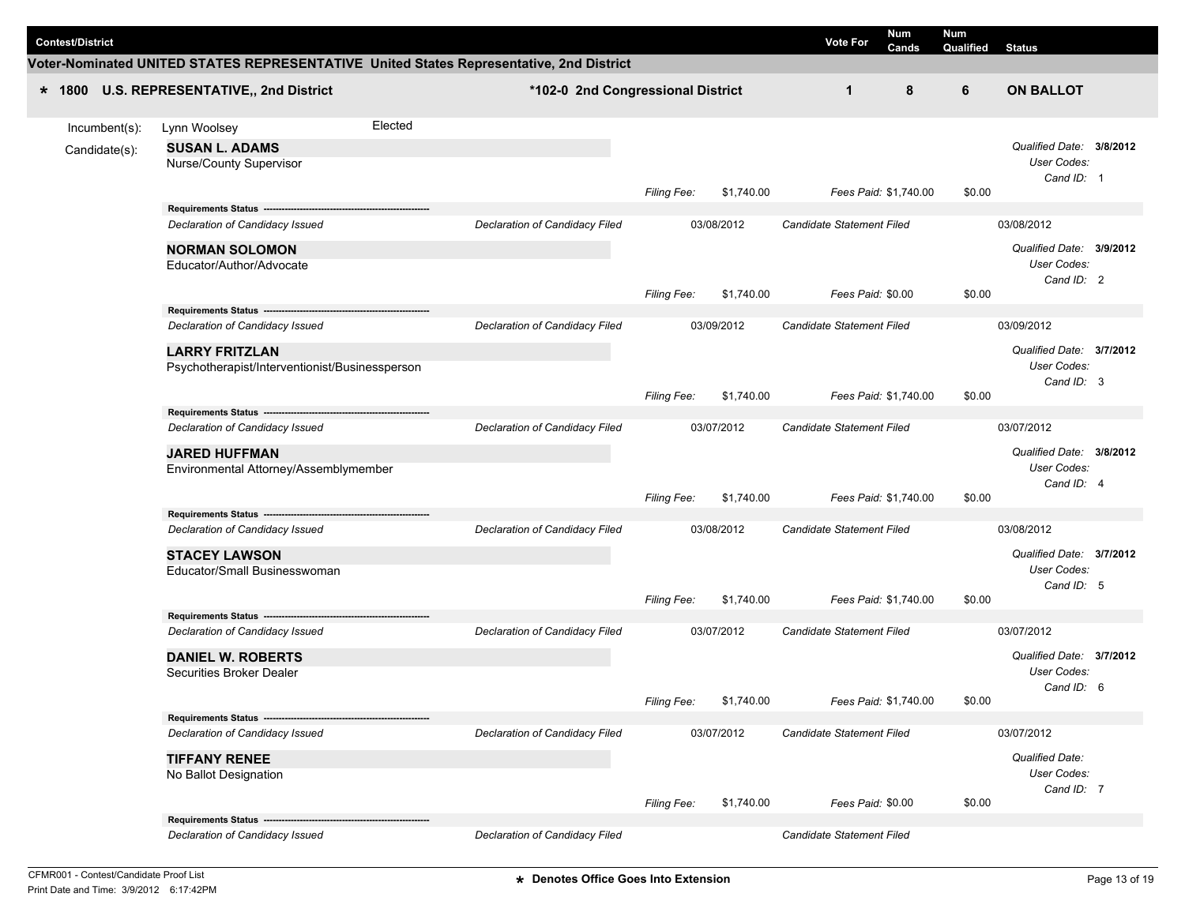| Contest/District | | Vote For | Num Cands | Num Qualified | Status |
|---|---|---|---|---|---|

**Voter-Nominated UNITED STATES REPRESENTATIVE United States Representative, 2nd District**

| | | Vote For | Num Cands | Num Qualified | Status |
|---|---|---|---|---|---|
| * 1800 U.S. REPRESENTATIVE,, 2nd District | *102-0 2nd Congressional District | 1 | 8 | 6 | ON BALLOT |

Incumbent(s): Lynn Woolsey — Elected

Candidate(s):

**SUSAN L. ADAMS**
Nurse/County Supervisor

*Qualified Date:* **3/8/2012**
*User Codes:*
*Cand ID:* 1

*Filing Fee:* $1,740.00 — *Fees Paid:* $1,740.00 — $0.00

**Requirements Status**

| Declaration of Candidacy Issued | Declaration of Candidacy Filed | 03/08/2012 | Candidate Statement Filed | 03/08/2012 |
|---|---|---|---|---|

**NORMAN SOLOMON**
Educator/Author/Advocate

*Qualified Date:* **3/9/2012**
*User Codes:*
*Cand ID:* 2

*Filing Fee:* $1,740.00 — *Fees Paid:* $0.00 — $0.00

**Requirements Status**

| Declaration of Candidacy Issued | Declaration of Candidacy Filed | 03/09/2012 | Candidate Statement Filed | 03/09/2012 |
|---|---|---|---|---|

**LARRY FRITZLAN**
Psychotherapist/Interventionist/Businessperson

*Qualified Date:* **3/7/2012**
*User Codes:*
*Cand ID:* 3

*Filing Fee:* $1,740.00 — *Fees Paid:* $1,740.00 — $0.00

**Requirements Status**

| Declaration of Candidacy Issued | Declaration of Candidacy Filed | 03/07/2012 | Candidate Statement Filed | 03/07/2012 |
|---|---|---|---|---|

**JARED HUFFMAN**
Environmental Attorney/Assemblymember

*Qualified Date:* **3/8/2012**
*User Codes:*
*Cand ID:* 4

*Filing Fee:* $1,740.00 — *Fees Paid:* $1,740.00 — $0.00

**Requirements Status**

| Declaration of Candidacy Issued | Declaration of Candidacy Filed | 03/08/2012 | Candidate Statement Filed | 03/08/2012 |
|---|---|---|---|---|

**STACEY LAWSON**
Educator/Small Businesswoman

*Qualified Date:* **3/7/2012**
*User Codes:*
*Cand ID:* 5

*Filing Fee:* $1,740.00 — *Fees Paid:* $1,740.00 — $0.00

**Requirements Status**

| Declaration of Candidacy Issued | Declaration of Candidacy Filed | 03/07/2012 | Candidate Statement Filed | 03/07/2012 |
|---|---|---|---|---|

**DANIEL W. ROBERTS**
Securities Broker Dealer

*Qualified Date:* **3/7/2012**
*User Codes:*
*Cand ID:* 6

*Filing Fee:* $1,740.00 — *Fees Paid:* $1,740.00 — $0.00

**Requirements Status**

| Declaration of Candidacy Issued | Declaration of Candidacy Filed | 03/07/2012 | Candidate Statement Filed | 03/07/2012 |
|---|---|---|---|---|

**TIFFANY RENEE**
No Ballot Designation

*Qualified Date:*
*User Codes:*
*Cand ID:* 7

*Filing Fee:* $1,740.00 — *Fees Paid:* $0.00 — $0.00

**Requirements Status**

| Declaration of Candidacy Issued | Declaration of Candidacy Filed | | Candidate Statement Filed | |
|---|---|---|---|---|

CFMR001 - Contest/Candidate Proof List
Print Date and Time: 3/9/2012 6:17:42PM

\* Denotes Office Goes Into Extension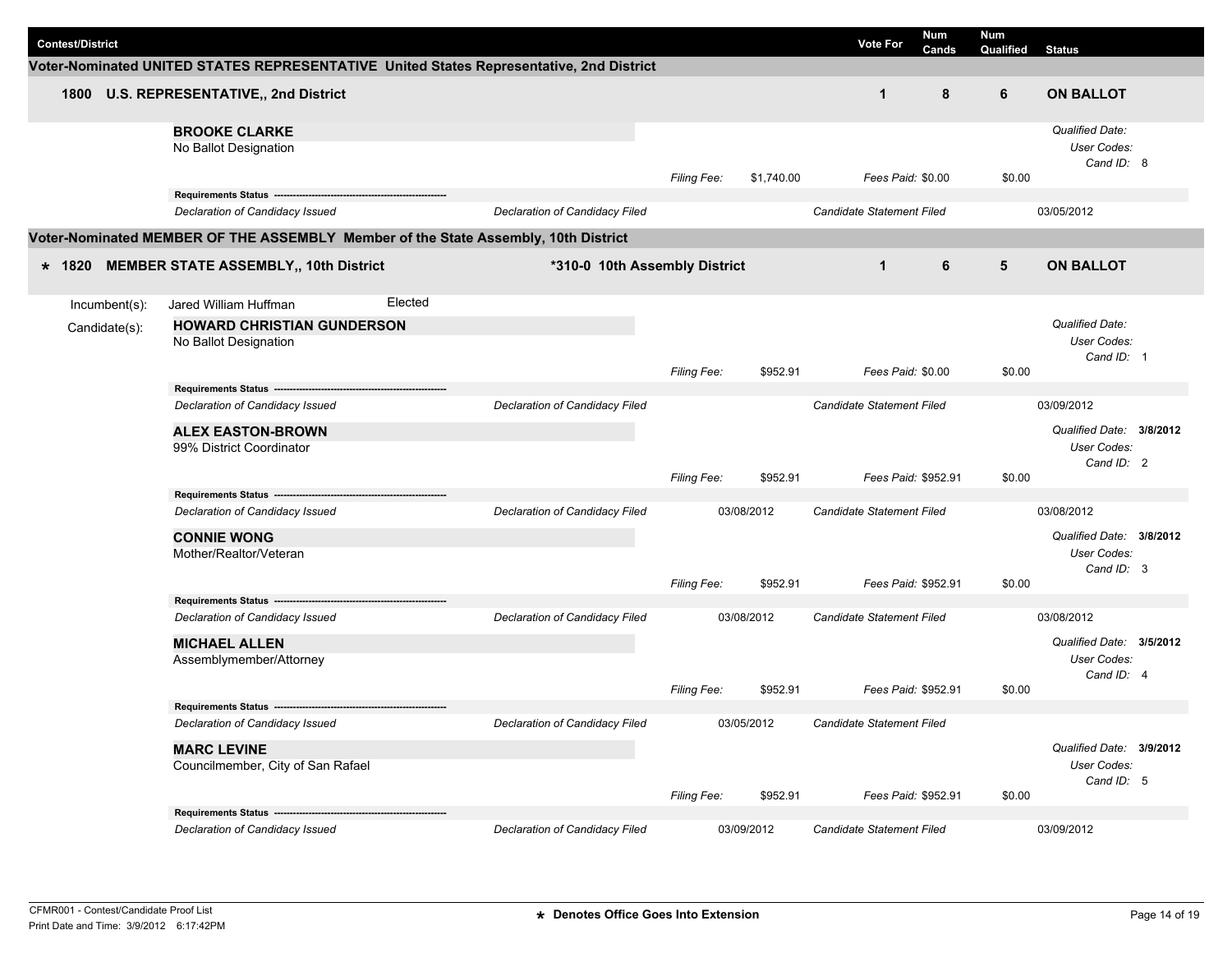| Contest/District | Vote For | Num Cands | Num Qualified | Status |
|---|---|---|---|---|

## Voter-Nominated UNITED STATES REPRESENTATIVE United States Representative, 2nd District

| | Vote For | Num Cands | Num Qualified | Status |
|---|---|---|---|---|
| **1800 U.S. REPRESENTATIVE,, 2nd District** | **1** | **8** | **6** | **ON BALLOT** |

**BROOKE CLARKE**
No Ballot Designation

*Filing Fee:* $1,740.00 — *Fees Paid:* $0.00 — $0.00
*Qualified Date:* — *User Codes:* — *Cand ID:* 8

**Requirements Status**

| *Declaration of Candidacy Issued* | *Declaration of Candidacy Filed* | | *Candidate Statement Filed* | 03/05/2012 |
|---|---|---|---|---|

## Voter-Nominated MEMBER OF THE ASSEMBLY Member of the State Assembly, 10th District

| | | Vote For | Num Cands | Num Qualified | Status |
|---|---|---|---|---|---|
| **\* 1820 MEMBER STATE ASSEMBLY,, 10th District** | ***310-0 10th Assembly District** | **1** | **6** | **5** | **ON BALLOT** |

Incumbent(s): Jared William Huffman — Elected

Candidate(s):

**HOWARD CHRISTIAN GUNDERSON**
No Ballot Designation

*Filing Fee:* $952.91 — *Fees Paid:* $0.00 — $0.00
*Qualified Date:* — *User Codes:* — *Cand ID:* 1

**Requirements Status**

| *Declaration of Candidacy Issued* | *Declaration of Candidacy Filed* | | *Candidate Statement Filed* | 03/09/2012 |
|---|---|---|---|---|

**ALEX EASTON-BROWN**
99% District Coordinator

*Filing Fee:* $952.91 — *Fees Paid:* $952.91 — $0.00
*Qualified Date:* **3/8/2012** — *User Codes:* — *Cand ID:* 2

**Requirements Status**

| *Declaration of Candidacy Issued* | *Declaration of Candidacy Filed* | 03/08/2012 | *Candidate Statement Filed* | 03/08/2012 |
|---|---|---|---|---|

**CONNIE WONG**
Mother/Realtor/Veteran

*Filing Fee:* $952.91 — *Fees Paid:* $952.91 — $0.00
*Qualified Date:* **3/8/2012** — *User Codes:* — *Cand ID:* 3

**Requirements Status**

| *Declaration of Candidacy Issued* | *Declaration of Candidacy Filed* | 03/08/2012 | *Candidate Statement Filed* | 03/08/2012 |
|---|---|---|---|---|

**MICHAEL ALLEN**
Assemblymember/Attorney

*Filing Fee:* $952.91 — *Fees Paid:* $952.91 — $0.00
*Qualified Date:* **3/5/2012** — *User Codes:* — *Cand ID:* 4

**Requirements Status**

| *Declaration of Candidacy Issued* | *Declaration of Candidacy Filed* | 03/05/2012 | *Candidate Statement Filed* | |
|---|---|---|---|---|

**MARC LEVINE**
Councilmember, City of San Rafael

*Filing Fee:* $952.91 — *Fees Paid:* $952.91 — $0.00
*Qualified Date:* **3/9/2012** — *User Codes:* — *Cand ID:* 5

**Requirements Status**

| *Declaration of Candidacy Issued* | *Declaration of Candidacy Filed* | 03/09/2012 | *Candidate Statement Filed* | 03/09/2012 |
|---|---|---|---|---|

CFMR001 - Contest/Candidate Proof List
Print Date and Time: 3/9/2012 6:17:42PM

**\* Denotes Office Goes Into Extension**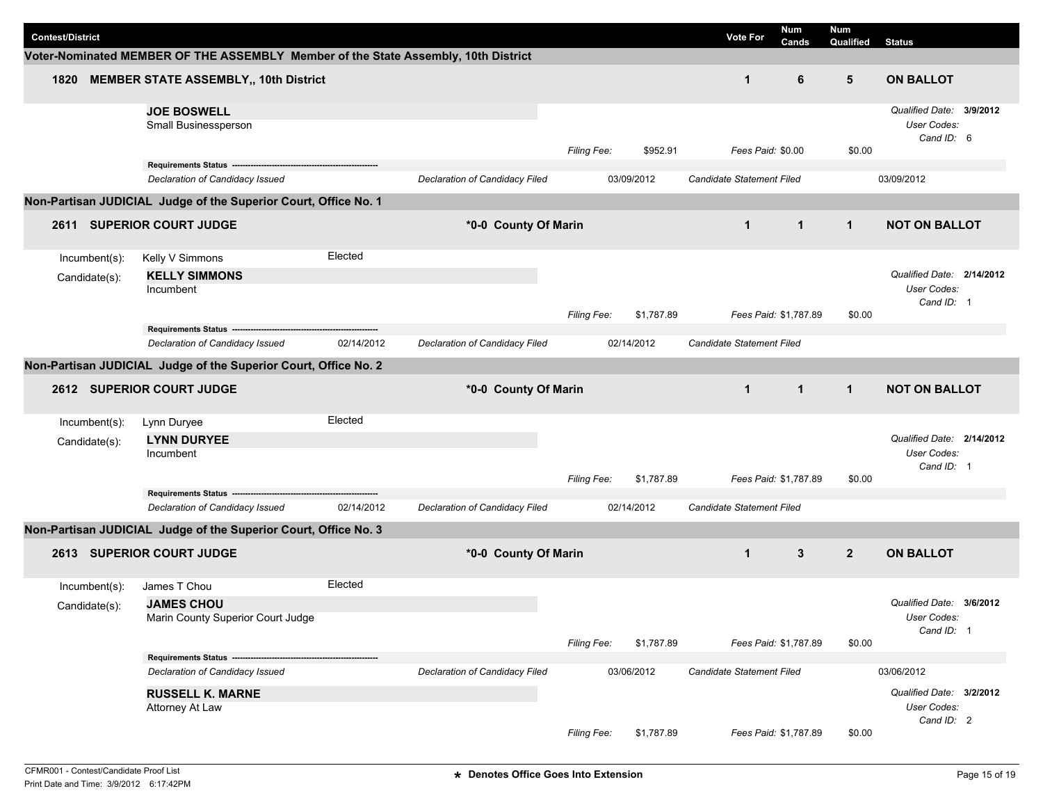| Contest/District | Vote For | Num Cands | Num Qualified | Status |
|---|---|---|---|---|

## Voter-Nominated MEMBER OF THE ASSEMBLY Member of the State Assembly, 10th District

**1820 MEMBER STATE ASSEMBLY,, 10th District** — Vote For: 1 | Num Cands: 6 | Num Qualified: 5 | **ON BALLOT**

**JOE BOSWELL**
Small Businessperson

*Filing Fee:* $952.91 | *Fees Paid:* $0.00 | $0.00
*Qualified Date:* 3/9/2012 | *User Codes:* | *Cand ID:* 6

**Requirements Status**

| *Declaration of Candidacy Issued* | | *Declaration of Candidacy Filed* | 03/09/2012 | *Candidate Statement Filed* | 03/09/2012 |
|---|---|---|---|---|---|

## Non-Partisan JUDICIAL Judge of the Superior Court, Office No. 1

**2611 SUPERIOR COURT JUDGE** — *0-0 County Of Marin — Vote For: 1 | Num Cands: 1 | Num Qualified: 1 | **NOT ON BALLOT**

Incumbent(s): Kelly V Simmons — Elected

Candidate(s): **KELLY SIMMONS**
Incumbent

*Filing Fee:* $1,787.89 | *Fees Paid:* $1,787.89 | $0.00
*Qualified Date:* 2/14/2012 | *User Codes:* | *Cand ID:* 1

**Requirements Status**

| *Declaration of Candidacy Issued* | 02/14/2012 | *Declaration of Candidacy Filed* | 02/14/2012 | *Candidate Statement Filed* | |
|---|---|---|---|---|---|

## Non-Partisan JUDICIAL Judge of the Superior Court, Office No. 2

**2612 SUPERIOR COURT JUDGE** — *0-0 County Of Marin — Vote For: 1 | Num Cands: 1 | Num Qualified: 1 | **NOT ON BALLOT**

Incumbent(s): Lynn Duryee — Elected

Candidate(s): **LYNN DURYEE**
Incumbent

*Filing Fee:* $1,787.89 | *Fees Paid:* $1,787.89 | $0.00
*Qualified Date:* 2/14/2012 | *User Codes:* | *Cand ID:* 1

**Requirements Status**

| *Declaration of Candidacy Issued* | 02/14/2012 | *Declaration of Candidacy Filed* | 02/14/2012 | *Candidate Statement Filed* | |
|---|---|---|---|---|---|

## Non-Partisan JUDICIAL Judge of the Superior Court, Office No. 3

**2613 SUPERIOR COURT JUDGE** — *0-0 County Of Marin — Vote For: 1 | Num Cands: 3 | Num Qualified: 2 | **ON BALLOT**

Incumbent(s): James T Chou — Elected

Candidate(s): **JAMES CHOU**
Marin County Superior Court Judge

*Filing Fee:* $1,787.89 | *Fees Paid:* $1,787.89 | $0.00
*Qualified Date:* 3/6/2012 | *User Codes:* | *Cand ID:* 1

**Requirements Status**

| *Declaration of Candidacy Issued* | | *Declaration of Candidacy Filed* | 03/06/2012 | *Candidate Statement Filed* | 03/06/2012 |
|---|---|---|---|---|---|

**RUSSELL K. MARNE**
Attorney At Law

*Filing Fee:* $1,787.89 | *Fees Paid:* $1,787.89 | $0.00
*Qualified Date:* 3/2/2012 | *User Codes:* | *Cand ID:* 2

CFMR001 - Contest/Candidate Proof List
Print Date and Time: 3/9/2012 6:17:42PM

* Denotes Office Goes Into Extension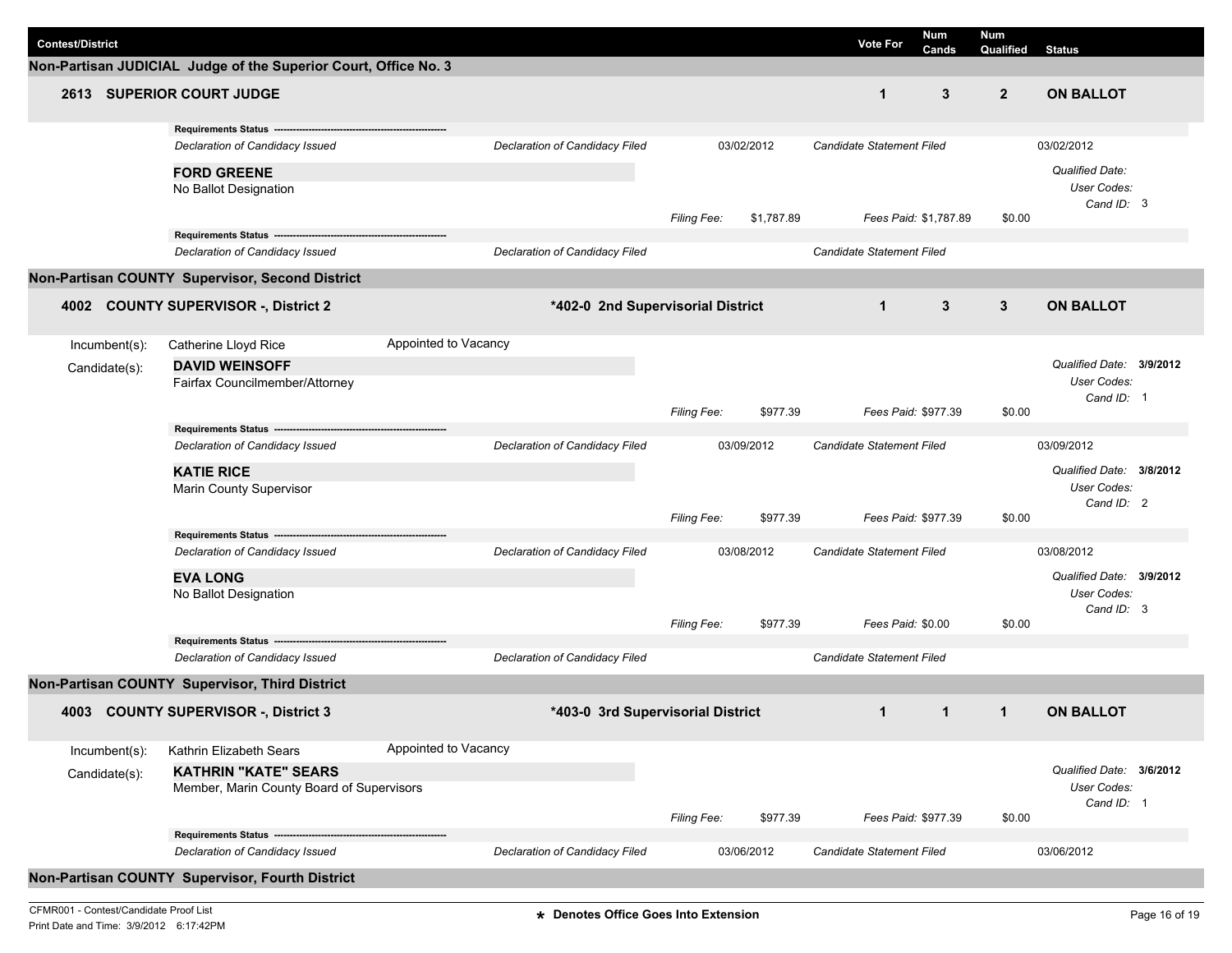| Contest/District | | Vote For | Num Cands | Num Qualified | Status |
|---|---|---|---|---|---|

## Non-Partisan JUDICIAL Judge of the Superior Court, Office No. 3

| **2613 SUPERIOR COURT JUDGE** | | **1** | **3** | **2** | **ON BALLOT** |
|---|---|---|---|---|---|

**Requirements Status** ----------------------------------------

*Declaration of Candidacy Issued* | *Declaration of Candidacy Filed* 03/02/2012 | *Candidate Statement Filed* 03/02/2012

**FORD GREENE**
No Ballot Designation

*Qualified Date:*
*User Codes:*
*Cand ID:* 3

*Filing Fee:* $1,787.89 | *Fees Paid:* $1,787.89 | $0.00

**Requirements Status** ----------------------------------------

*Declaration of Candidacy Issued* | *Declaration of Candidacy Filed* | *Candidate Statement Filed*

## Non-Partisan COUNTY Supervisor, Second District

| **4002 COUNTY SUPERVISOR -, District 2** | ***402-0 2nd Supervisorial District** | **1** | **3** | **3** | **ON BALLOT** |
|---|---|---|---|---|---|

Incumbent(s): Catherine Lloyd Rice — Appointed to Vacancy

Candidate(s):

**DAVID WEINSOFF**
Fairfax Councilmember/Attorney

*Qualified Date:* **3/9/2012**
*User Codes:*
*Cand ID:* 1

*Filing Fee:* $977.39 | *Fees Paid:* $977.39 | $0.00

**Requirements Status** ----------------------------------------

*Declaration of Candidacy Issued* | *Declaration of Candidacy Filed* 03/09/2012 | *Candidate Statement Filed* 03/09/2012

**KATIE RICE**
Marin County Supervisor

*Qualified Date:* **3/8/2012**
*User Codes:*
*Cand ID:* 2

*Filing Fee:* $977.39 | *Fees Paid:* $977.39 | $0.00

**Requirements Status** ----------------------------------------

*Declaration of Candidacy Issued* | *Declaration of Candidacy Filed* 03/08/2012 | *Candidate Statement Filed* 03/08/2012

**EVA LONG**
No Ballot Designation

*Qualified Date:* **3/9/2012**
*User Codes:*
*Cand ID:* 3

*Filing Fee:* $977.39 | *Fees Paid:* $0.00 | $0.00

**Requirements Status** ----------------------------------------

*Declaration of Candidacy Issued* | *Declaration of Candidacy Filed* | *Candidate Statement Filed*

## Non-Partisan COUNTY Supervisor, Third District

| **4003 COUNTY SUPERVISOR -, District 3** | ***403-0 3rd Supervisorial District** | **1** | **1** | **1** | **ON BALLOT** |
|---|---|---|---|---|---|

Incumbent(s): Kathrin Elizabeth Sears — Appointed to Vacancy

Candidate(s):

**KATHRIN "KATE" SEARS**
Member, Marin County Board of Supervisors

*Qualified Date:* **3/6/2012**
*User Codes:*
*Cand ID:* 1

*Filing Fee:* $977.39 | *Fees Paid:* $977.39 | $0.00

**Requirements Status** ----------------------------------------

*Declaration of Candidacy Issued* | *Declaration of Candidacy Filed* 03/06/2012 | *Candidate Statement Filed* 03/06/2012

## Non-Partisan COUNTY Supervisor, Fourth District

CFMR001 - Contest/Candidate Proof List
Print Date and Time: 3/9/2012 6:17:42PM

**\* Denotes Office Goes Into Extension**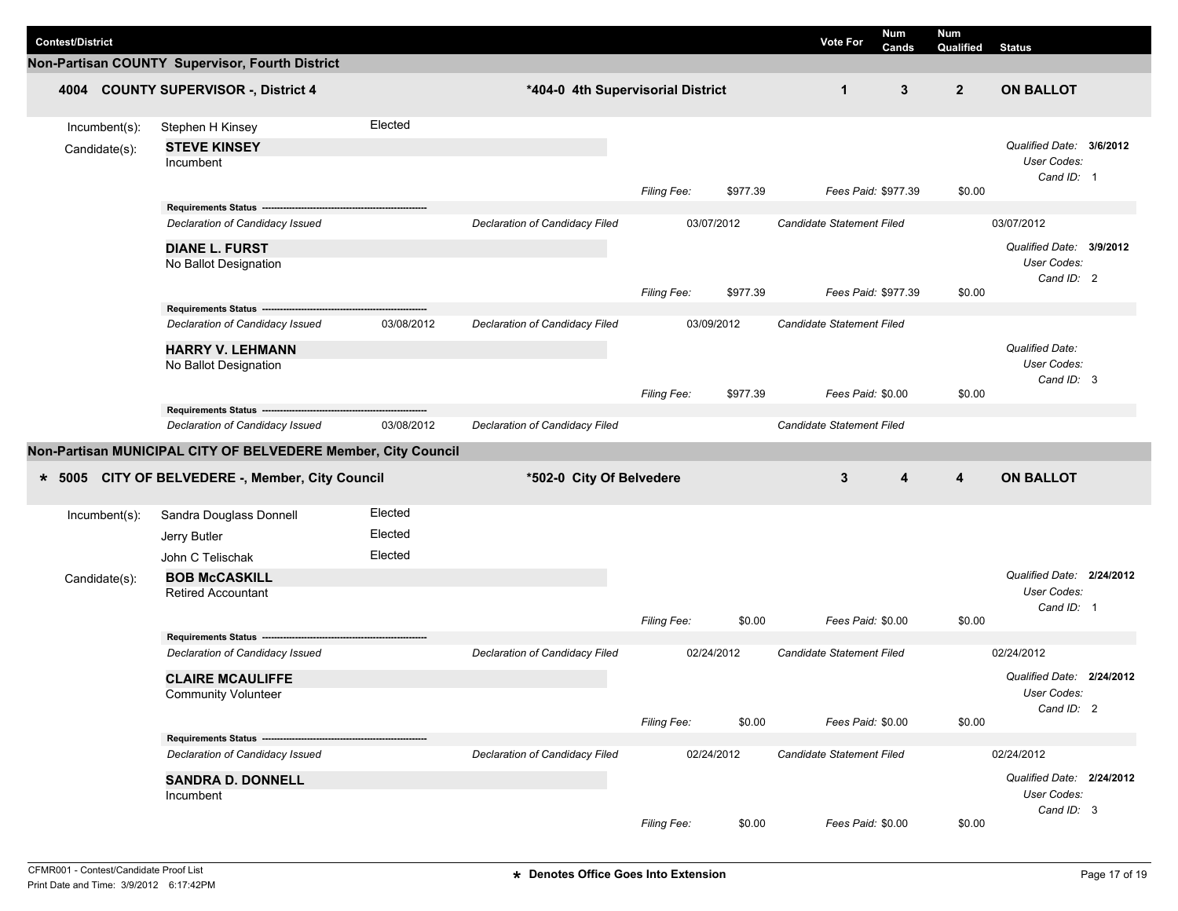| Contest/District | | Vote For | Num Cands | Num Qualified | Status |
|---|---|---|---|---|---|

## Non-Partisan COUNTY Supervisor, Fourth District

| 4004 COUNTY SUPERVISOR -, District 4 | *404-0 4th Supervisorial District | 1 | 3 | 2 | ON BALLOT |
|---|---|---|---|---|---|

Incumbent(s): Stephen H Kinsey — Elected

Candidate(s):

**STEVE KINSEY**
Incumbent

*Qualified Date:* **3/6/2012**
*User Codes:*
*Cand ID:* 1

*Filing Fee:* $977.39 *Fees Paid:* $977.39 $0.00

**Requirements Status**

| Declaration of Candidacy Issued | | Declaration of Candidacy Filed | 03/07/2012 | Candidate Statement Filed | 03/07/2012 |
|---|---|---|---|---|---|

**DIANE L. FURST**
No Ballot Designation

*Qualified Date:* **3/9/2012**
*User Codes:*
*Cand ID:* 2

*Filing Fee:* $977.39 *Fees Paid:* $977.39 $0.00

**Requirements Status**

| Declaration of Candidacy Issued | 03/08/2012 | Declaration of Candidacy Filed | 03/09/2012 | Candidate Statement Filed | |
|---|---|---|---|---|---|

**HARRY V. LEHMANN**
No Ballot Designation

*Qualified Date:*
*User Codes:*
*Cand ID:* 3

*Filing Fee:* $977.39 *Fees Paid:* $0.00 $0.00

**Requirements Status**

| Declaration of Candidacy Issued | 03/08/2012 | Declaration of Candidacy Filed | | Candidate Statement Filed | |
|---|---|---|---|---|---|

## Non-Partisan MUNICIPAL CITY OF BELVEDERE Member, City Council

| * 5005 CITY OF BELVEDERE -, Member, City Council | *502-0 City Of Belvedere | 3 | 4 | 4 | ON BALLOT |
|---|---|---|---|---|---|

Incumbent(s):
- Sandra Douglass Donnell — Elected
- Jerry Butler — Elected
- John C Telischak — Elected

Candidate(s):

**BOB McCASKILL**
Retired Accountant

*Qualified Date:* **2/24/2012**
*User Codes:*
*Cand ID:* 1

*Filing Fee:* $0.00 *Fees Paid:* $0.00 $0.00

**Requirements Status**

| Declaration of Candidacy Issued | | Declaration of Candidacy Filed | 02/24/2012 | Candidate Statement Filed | 02/24/2012 |
|---|---|---|---|---|---|

**CLAIRE MCAULIFFE**
Community Volunteer

*Qualified Date:* **2/24/2012**
*User Codes:*
*Cand ID:* 2

*Filing Fee:* $0.00 *Fees Paid:* $0.00 $0.00

**Requirements Status**

| Declaration of Candidacy Issued | | Declaration of Candidacy Filed | 02/24/2012 | Candidate Statement Filed | 02/24/2012 |
|---|---|---|---|---|---|

**SANDRA D. DONNELL**
Incumbent

*Qualified Date:* **2/24/2012**
*User Codes:*
*Cand ID:* 3

*Filing Fee:* $0.00 *Fees Paid:* $0.00 $0.00

* Denotes Office Goes Into Extension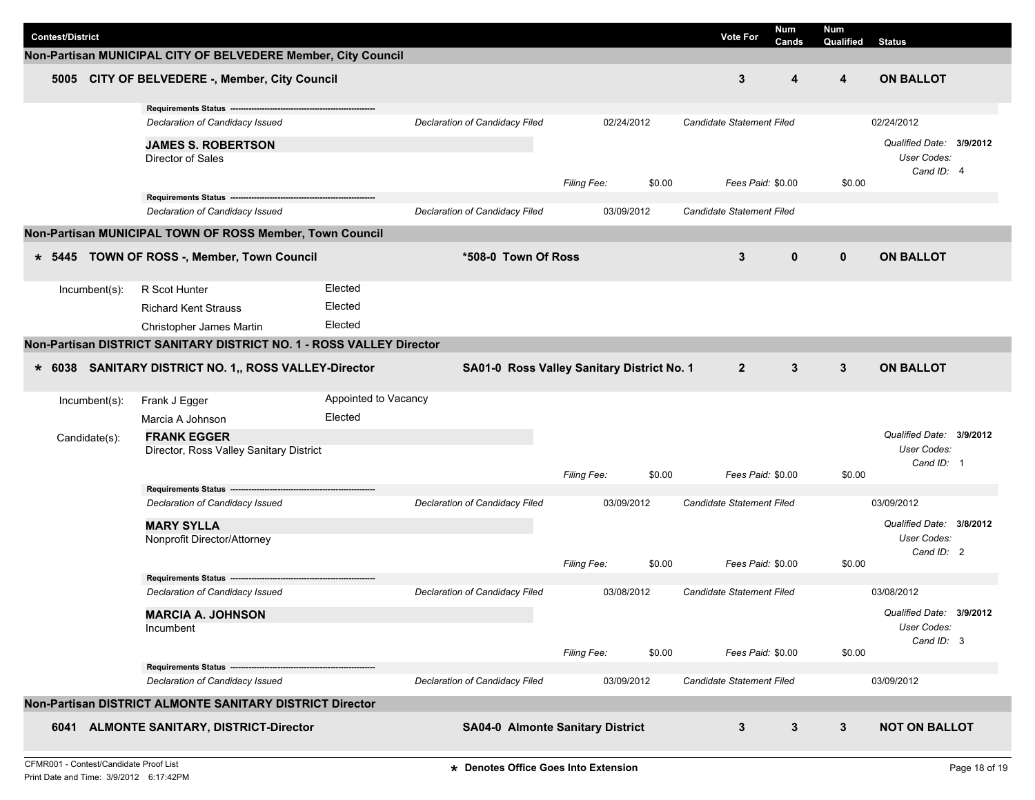| Contest/District | Vote For | Num Cands | Num Qualified | Status |
|---|---|---|---|---|

## Non-Partisan MUNICIPAL CITY OF BELVEDERE Member, City Council

| | Contest/District | Vote For | Num Cands | Num Qualified | Status |
|---|---|---|---|---|---|
| 5005 | CITY OF BELVEDERE -, Member, City Council | 3 | 4 | 4 | ON BALLOT |

**Requirements Status** ---
*Declaration of Candidacy Issued* — *Declaration of Candidacy Filed* 02/24/2012 — *Candidate Statement Filed* 02/24/2012

**JAMES S. ROBERTSON**
Director of Sales
*Qualified Date:* **3/9/2012**
*User Codes:*
*Cand ID:* 4
*Filing Fee:* $0.00 *Fees Paid:* $0.00 $0.00

**Requirements Status** ---
*Declaration of Candidacy Issued* — *Declaration of Candidacy Filed* 03/09/2012 — *Candidate Statement Filed*

## Non-Partisan MUNICIPAL TOWN OF ROSS Member, Town Council

| | Contest/District | District | Vote For | Num Cands | Num Qualified | Status |
|---|---|---|---|---|---|---|
| * 5445 | TOWN OF ROSS -, Member, Town Council | *508-0 Town Of Ross | 3 | 0 | 0 | ON BALLOT |

| Incumbent(s): | | |
|---|---|---|
| | R Scot Hunter | Elected |
| | Richard Kent Strauss | Elected |
| | Christopher James Martin | Elected |

## Non-Partisan DISTRICT SANITARY DISTRICT NO. 1 - ROSS VALLEY Director

| | Contest/District | District | Vote For | Num Cands | Num Qualified | Status |
|---|---|---|---|---|---|---|
| * 6038 | SANITARY DISTRICT NO. 1,, ROSS VALLEY-Director | SA01-0 Ross Valley Sanitary District No. 1 | 2 | 3 | 3 | ON BALLOT |

| Incumbent(s): | | |
|---|---|---|
| | Frank J Egger | Appointed to Vacancy |
| | Marcia A Johnson | Elected |

Candidate(s):

**FRANK EGGER**
Director, Ross Valley Sanitary District
*Qualified Date:* **3/9/2012**
*User Codes:*
*Cand ID:* 1
*Filing Fee:* $0.00 *Fees Paid:* $0.00 $0.00

**Requirements Status** ---
*Declaration of Candidacy Issued* — *Declaration of Candidacy Filed* 03/09/2012 — *Candidate Statement Filed* 03/09/2012

**MARY SYLLA**
Nonprofit Director/Attorney
*Qualified Date:* **3/8/2012**
*User Codes:*
*Cand ID:* 2
*Filing Fee:* $0.00 *Fees Paid:* $0.00 $0.00

**Requirements Status** ---
*Declaration of Candidacy Issued* — *Declaration of Candidacy Filed* 03/08/2012 — *Candidate Statement Filed* 03/08/2012

**MARCIA A. JOHNSON**
Incumbent
*Qualified Date:* **3/9/2012**
*User Codes:*
*Cand ID:* 3
*Filing Fee:* $0.00 *Fees Paid:* $0.00 $0.00

**Requirements Status** ---
*Declaration of Candidacy Issued* — *Declaration of Candidacy Filed* 03/09/2012 — *Candidate Statement Filed* 03/09/2012

## Non-Partisan DISTRICT ALMONTE SANITARY DISTRICT Director

| | Contest/District | District | Vote For | Num Cands | Num Qualified | Status |
|---|---|---|---|---|---|---|
| 6041 | ALMONTE SANITARY, DISTRICT-Director | SA04-0 Almonte Sanitary District | 3 | 3 | 3 | NOT ON BALLOT |

CFMR001 - Contest/Candidate Proof List
Print Date and Time: 3/9/2012 6:17:42PM

* Denotes Office Goes Into Extension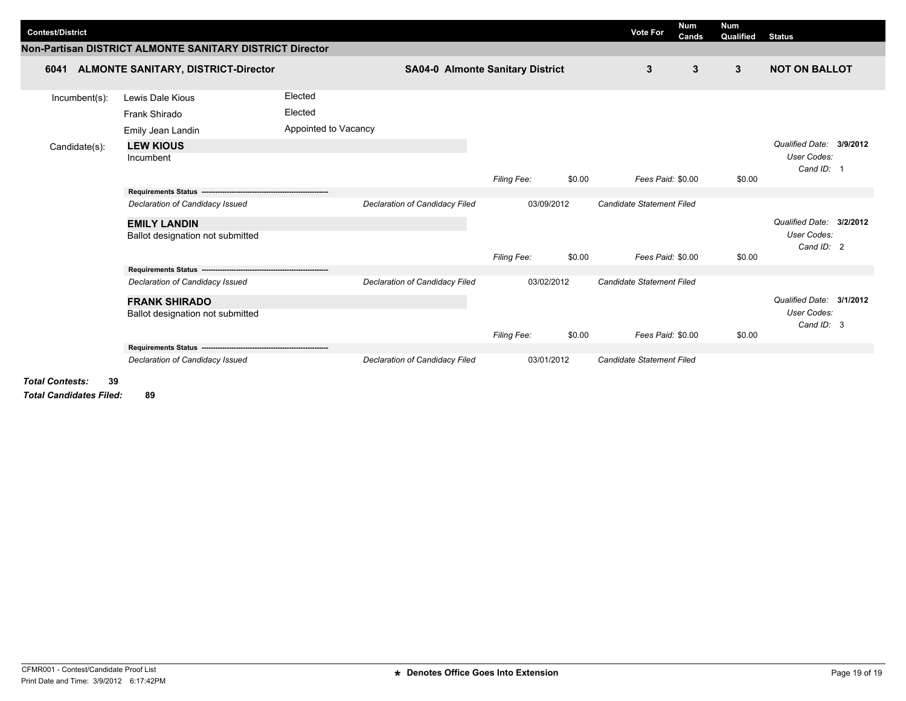| Contest/District | | Vote For | Num Cands | Num Qualified | Status |
|---|---|---|---|---|---|

**Non-Partisan DISTRICT ALMONTE SANITARY DISTRICT Director**

| | | | | | |
|---|---|---|---|---|---|
| 6041 ALMONTE SANITARY, DISTRICT-Director | SA04-0 Almonte Sanitary District | 3 | 3 | 3 | NOT ON BALLOT |

Incumbent(s):

| | |
|---|---|
| Lewis Dale Kious | Elected |
| Frank Shirado | Elected |
| Emily Jean Landin | Appointed to Vacancy |

Candidate(s):

**LEW KIOUS**
Incumbent

*Qualified Date:* **3/9/2012**
*User Codes:*
*Cand ID:* 1

*Filing Fee:* $0.00 *Fees Paid:* $0.00 $0.00

**Requirements Status**

| | | | |
|---|---|---|---|
| *Declaration of Candidacy Issued* | *Declaration of Candidacy Filed* | 03/09/2012 | *Candidate Statement Filed* |

**EMILY LANDIN**
Ballot designation not submitted

*Qualified Date:* **3/2/2012**
*User Codes:*
*Cand ID:* 2

*Filing Fee:* $0.00 *Fees Paid:* $0.00 $0.00

**Requirements Status**

| | | | |
|---|---|---|---|
| *Declaration of Candidacy Issued* | *Declaration of Candidacy Filed* | 03/02/2012 | *Candidate Statement Filed* |

**FRANK SHIRADO**
Ballot designation not submitted

*Qualified Date:* **3/1/2012**
*User Codes:*
*Cand ID:* 3

*Filing Fee:* $0.00 *Fees Paid:* $0.00 $0.00

**Requirements Status**

| | | | |
|---|---|---|---|
| *Declaration of Candidacy Issued* | *Declaration of Candidacy Filed* | 03/01/2012 | *Candidate Statement Filed* |

***Total Contests:*** **39**
***Total Candidates Filed:*** **89**

CFMR001 - Contest/Candidate Proof List
Print Date and Time: 3/9/2012 6:17:42PM

**\* Denotes Office Goes Into Extension**